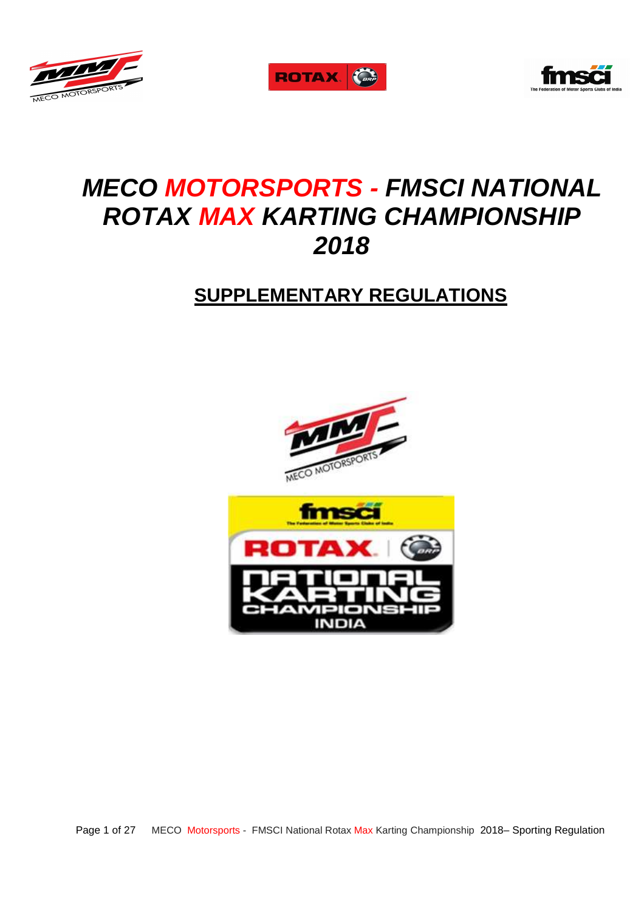# *MECO MOTORSPORTS - FMSCI NATIONAL ROTAX MAX KARTING CHAMPIONSHIP 2018*

## SUPPLEMENTARY REGULATIONS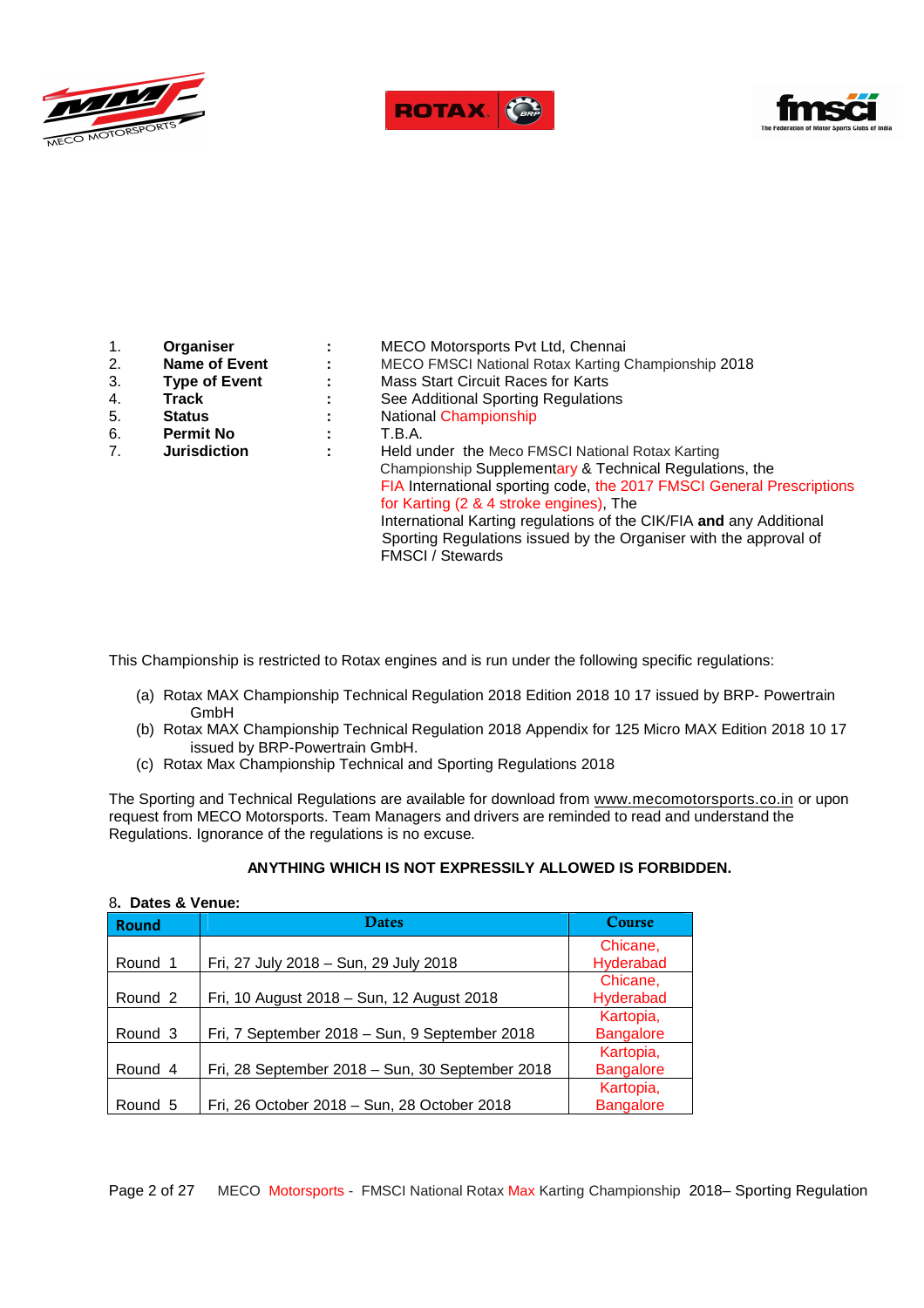| | | | |
|---|---|---|---|
| 1. | **Organiser** | : | MECO Motorsports Pvt Ltd, Chennai |
| 2. | **Name of Event** | : | MECO FMSCI National Rotax Karting Championship 2018 |
| 3. | **Type of Event** | : | Mass Start Circuit Races for Karts |
| 4. | **Track** | : | See Additional Sporting Regulations |
| 5. | **Status** | : | National Championship |
| 6. | **Permit No** | : | T.B.A. |
| 7. | **Jurisdiction** | : | Held under the Meco FMSCI National Rotax Karting Championship Supplementary & Technical Regulations, the FIA International sporting code, the 2017 FMSCI General Prescriptions for Karting (2 & 4 stroke engines), The International Karting regulations of the CIK/FIA **and** any Additional Sporting Regulations issued by the Organiser with the approval of FMSCI / Stewards |

This Championship is restricted to Rotax engines and is run under the following specific regulations:

(a) Rotax MAX Championship Technical Regulation 2018 Edition 2018 10 17 issued by BRP- Powertrain GmbH
(b) Rotax MAX Championship Technical Regulation 2018 Appendix for 125 Micro MAX Edition 2018 10 17 issued by BRP-Powertrain GmbH.
(c) Rotax Max Championship Technical and Sporting Regulations 2018

The Sporting and Technical Regulations are available for download from www.mecomotorsports.co.in or upon request from MECO Motorsports. Team Managers and drivers are reminded to read and understand the Regulations. Ignorance of the regulations is no excuse.

**ANYTHING WHICH IS NOT EXPRESSILY ALLOWED IS FORBIDDEN.**

8**. Dates & Venue:**

| Round | Dates | Course |
|---|---|---|
| Round 1 | Fri, 27 July 2018 – Sun, 29 July 2018 | Chicane, Hyderabad |
| Round 2 | Fri, 10 August 2018 – Sun, 12 August 2018 | Chicane, Hyderabad |
| Round 3 | Fri, 7 September 2018 – Sun, 9 September 2018 | Kartopia, Bangalore |
| Round 4 | Fri, 28 September 2018 – Sun, 30 September 2018 | Kartopia, Bangalore |
| Round 5 | Fri, 26 October 2018 – Sun, 28 October 2018 | Kartopia, Bangalore |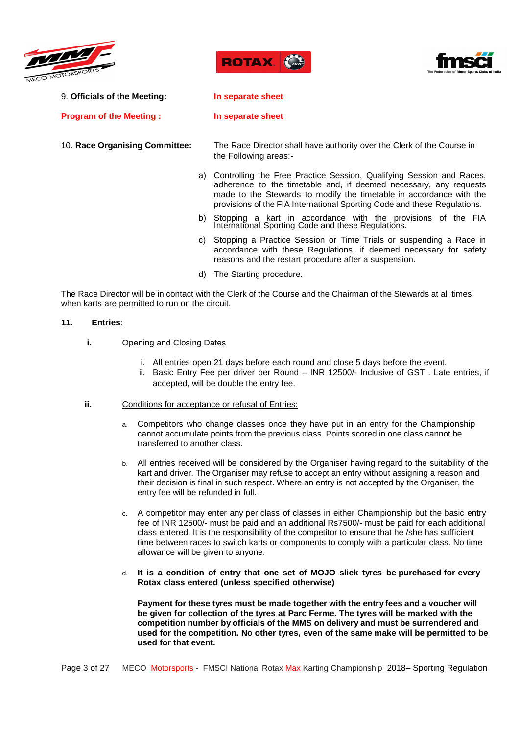9. **Officials of the Meeting:** **In separate sheet**

**Program of the Meeting :** **In separate sheet**

10. **Race Organising Committee:** The Race Director shall have authority over the Clerk of the Course in the Following areas:-

a) Controlling the Free Practice Session, Qualifying Session and Races, adherence to the timetable and, if deemed necessary, any requests made to the Stewards to modify the timetable in accordance with the provisions of the FIA International Sporting Code and these Regulations.

b) Stopping a kart in accordance with the provisions of the FIA International Sporting Code and these Regulations.

c) Stopping a Practice Session or Time Trials or suspending a Race in accordance with these Regulations, if deemed necessary for safety reasons and the restart procedure after a suspension.

d) The Starting procedure.

The Race Director will be in contact with the Clerk of the Course and the Chairman of the Stewards at all times when karts are permitted to run on the circuit.

**11. Entries**:

**i.** Opening and Closing Dates

i. All entries open 21 days before each round and close 5 days before the event.
ii. Basic Entry Fee per driver per Round – INR 12500/- Inclusive of GST . Late entries, if accepted, will be double the entry fee.

**ii.** Conditions for acceptance or refusal of Entries:

a. Competitors who change classes once they have put in an entry for the Championship cannot accumulate points from the previous class. Points scored in one class cannot be transferred to another class.

b. All entries received will be considered by the Organiser having regard to the suitability of the kart and driver. The Organiser may refuse to accept an entry without assigning a reason and their decision is final in such respect. Where an entry is not accepted by the Organiser, the entry fee will be refunded in full.

c. A competitor may enter any per class of classes in either Championship but the basic entry fee of INR 12500/- must be paid and an additional Rs7500/- must be paid for each additional class entered. It is the responsibility of the competitor to ensure that he /she has sufficient time between races to switch karts or components to comply with a particular class. No time allowance will be given to anyone.

d. **It is a condition of entry that one set of MOJO slick tyres be purchased for every Rotax class entered (unless specified otherwise)**

**Payment for these tyres must be made together with the entry fees and a voucher will be given for collection of the tyres at Parc Ferme. The tyres will be marked with the competition number by officials of the MMS on delivery and must be surrendered and used for the competition. No other tyres, even of the same make will be permitted to be used for that event.**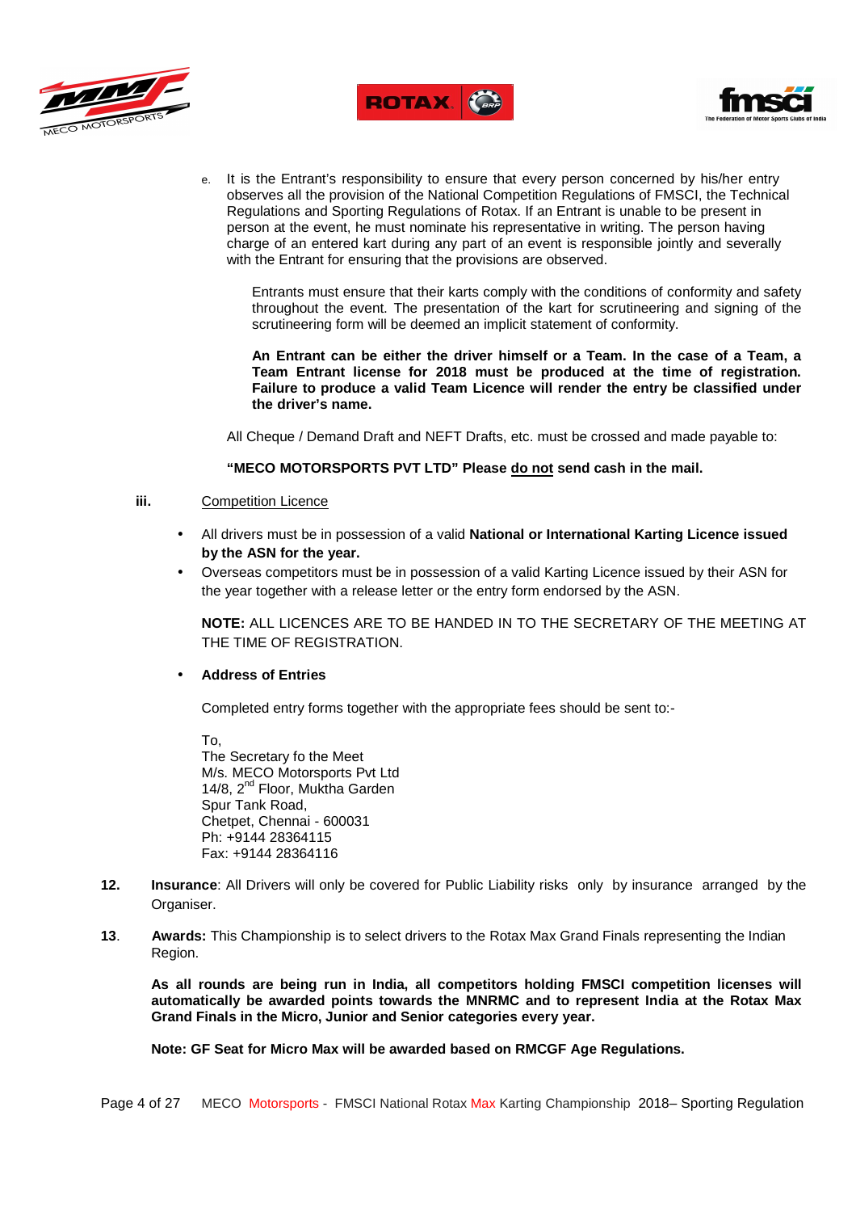e. It is the Entrant's responsibility to ensure that every person concerned by his/her entry observes all the provision of the National Competition Regulations of FMSCI, the Technical Regulations and Sporting Regulations of Rotax. If an Entrant is unable to be present in person at the event, he must nominate his representative in writing. The person having charge of an entered kart during any part of an event is responsible jointly and severally with the Entrant for ensuring that the provisions are observed.

   Entrants must ensure that their karts comply with the conditions of conformity and safety throughout the event. The presentation of the kart for scrutineering and signing of the scrutineering form will be deemed an implicit statement of conformity.

   **An Entrant can be either the driver himself or a Team. In the case of a Team, a Team Entrant license for 2018 must be produced at the time of registration. Failure to produce a valid Team Licence will render the entry be classified under the driver's name.**

   All Cheque / Demand Draft and NEFT Drafts, etc. must be crossed and made payable to:

   **"MECO MOTORSPORTS PVT LTD" Please <u>do not</u> send cash in the mail.**

**iii.** <u>Competition Licence</u>

- All drivers must be in possession of a valid **National or International Karting Licence issued by the ASN for the year.**
- Overseas competitors must be in possession of a valid Karting Licence issued by their ASN for the year together with a release letter or the entry form endorsed by the ASN.

**NOTE:** ALL LICENCES ARE TO BE HANDED IN TO THE SECRETARY OF THE MEETING AT THE TIME OF REGISTRATION.

- **Address of Entries**

Completed entry forms together with the appropriate fees should be sent to:-

To,
The Secretary fo the Meet
M/s. MECO Motorsports Pvt Ltd
14/8, 2nd Floor, Muktha Garden
Spur Tank Road,
Chetpet, Chennai - 600031
Ph: +9144 28364115
Fax: +9144 28364116

**12.** **Insurance**: All Drivers will only be covered for Public Liability risks only by insurance arranged by the Organiser.

**13.** **Awards:** This Championship is to select drivers to the Rotax Max Grand Finals representing the Indian Region.

**As all rounds are being run in India, all competitors holding FMSCI competition licenses will automatically be awarded points towards the MNRMC and to represent India at the Rotax Max Grand Finals in the Micro, Junior and Senior categories every year.**

**Note: GF Seat for Micro Max will be awarded based on RMCGF Age Regulations.**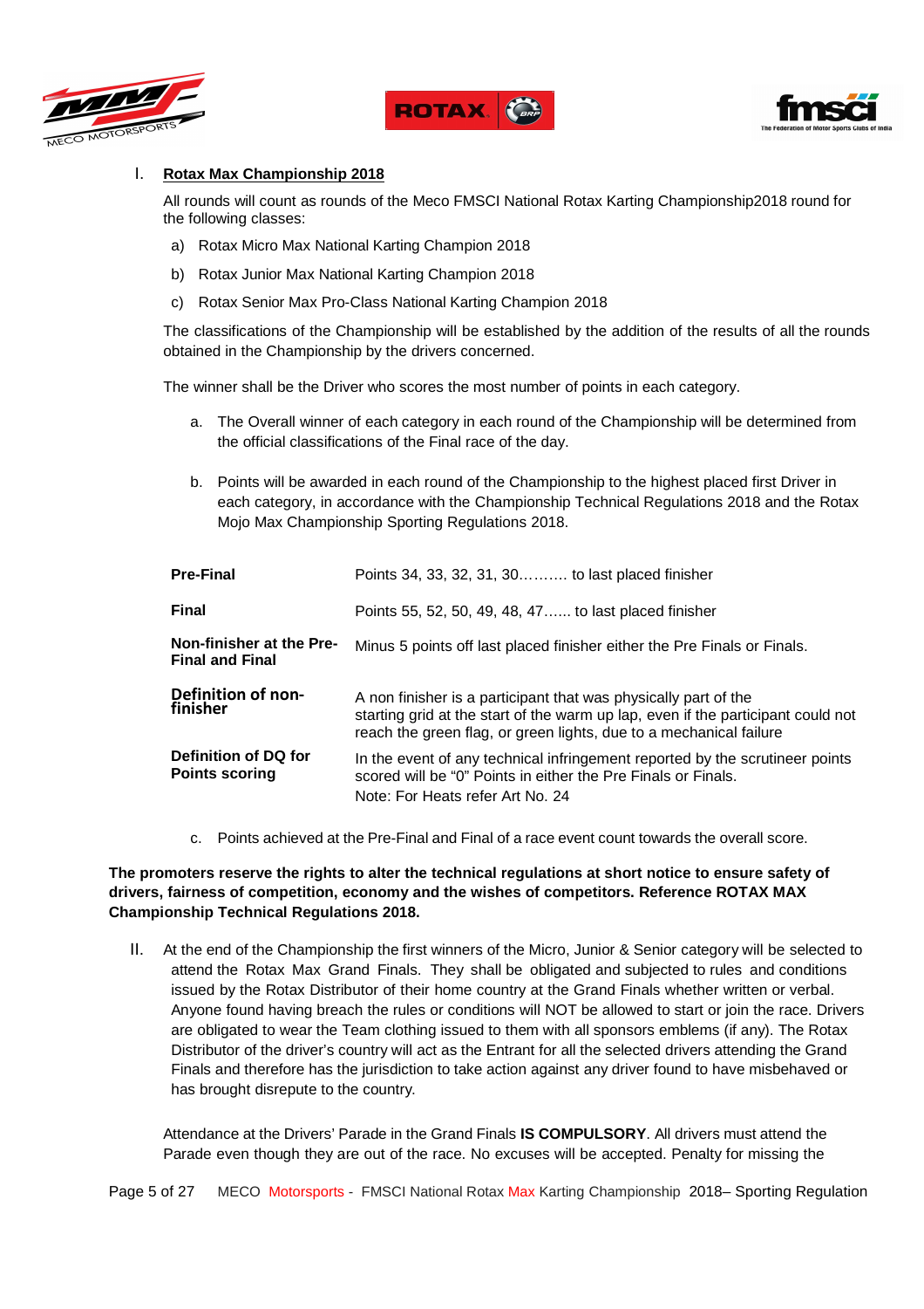I. **Rotax Max Championship 2018**

All rounds will count as rounds of the Meco FMSCI National Rotax Karting Championship2018 round for the following classes:

a) Rotax Micro Max National Karting Champion 2018

b) Rotax Junior Max National Karting Champion 2018

c) Rotax Senior Max Pro-Class National Karting Champion 2018

The classifications of the Championship will be established by the addition of the results of all the rounds obtained in the Championship by the drivers concerned.

The winner shall be the Driver who scores the most number of points in each category.

a. The Overall winner of each category in each round of the Championship will be determined from the official classifications of the Final race of the day.

b. Points will be awarded in each round of the Championship to the highest placed first Driver in each category, in accordance with the Championship Technical Regulations 2018 and the Rotax Mojo Max Championship Sporting Regulations 2018.

| | |
|---|---|
| **Pre-Final** | Points 34, 33, 32, 31, 30………. to last placed finisher |
| **Final** | Points 55, 52, 50, 49, 48, 47…... to last placed finisher |
| **Non-finisher at the Pre-Final and Final** | Minus 5 points off last placed finisher either the Pre Finals or Finals. |
| **Definition of non-finisher** | A non finisher is a participant that was physically part of the starting grid at the start of the warm up lap, even if the participant could not reach the green flag, or green lights, due to a mechanical failure |
| **Definition of DQ for Points scoring** | In the event of any technical infringement reported by the scrutineer points scored will be "0" Points in either the Pre Finals or Finals.<br>Note: For Heats refer Art No. 24 |

c. Points achieved at the Pre-Final and Final of a race event count towards the overall score.

**The promoters reserve the rights to alter the technical regulations at short notice to ensure safety of drivers, fairness of competition, economy and the wishes of competitors. Reference ROTAX MAX Championship Technical Regulations 2018.**

II. At the end of the Championship the first winners of the Micro, Junior & Senior category will be selected to attend the Rotax Max Grand Finals. They shall be obligated and subjected to rules and conditions issued by the Rotax Distributor of their home country at the Grand Finals whether written or verbal. Anyone found having breach the rules or conditions will NOT be allowed to start or join the race. Drivers are obligated to wear the Team clothing issued to them with all sponsors emblems (if any). The Rotax Distributor of the driver's country will act as the Entrant for all the selected drivers attending the Grand Finals and therefore has the jurisdiction to take action against any driver found to have misbehaved or has brought disrepute to the country.

Attendance at the Drivers' Parade in the Grand Finals **IS COMPULSORY**. All drivers must attend the Parade even though they are out of the race. No excuses will be accepted. Penalty for missing the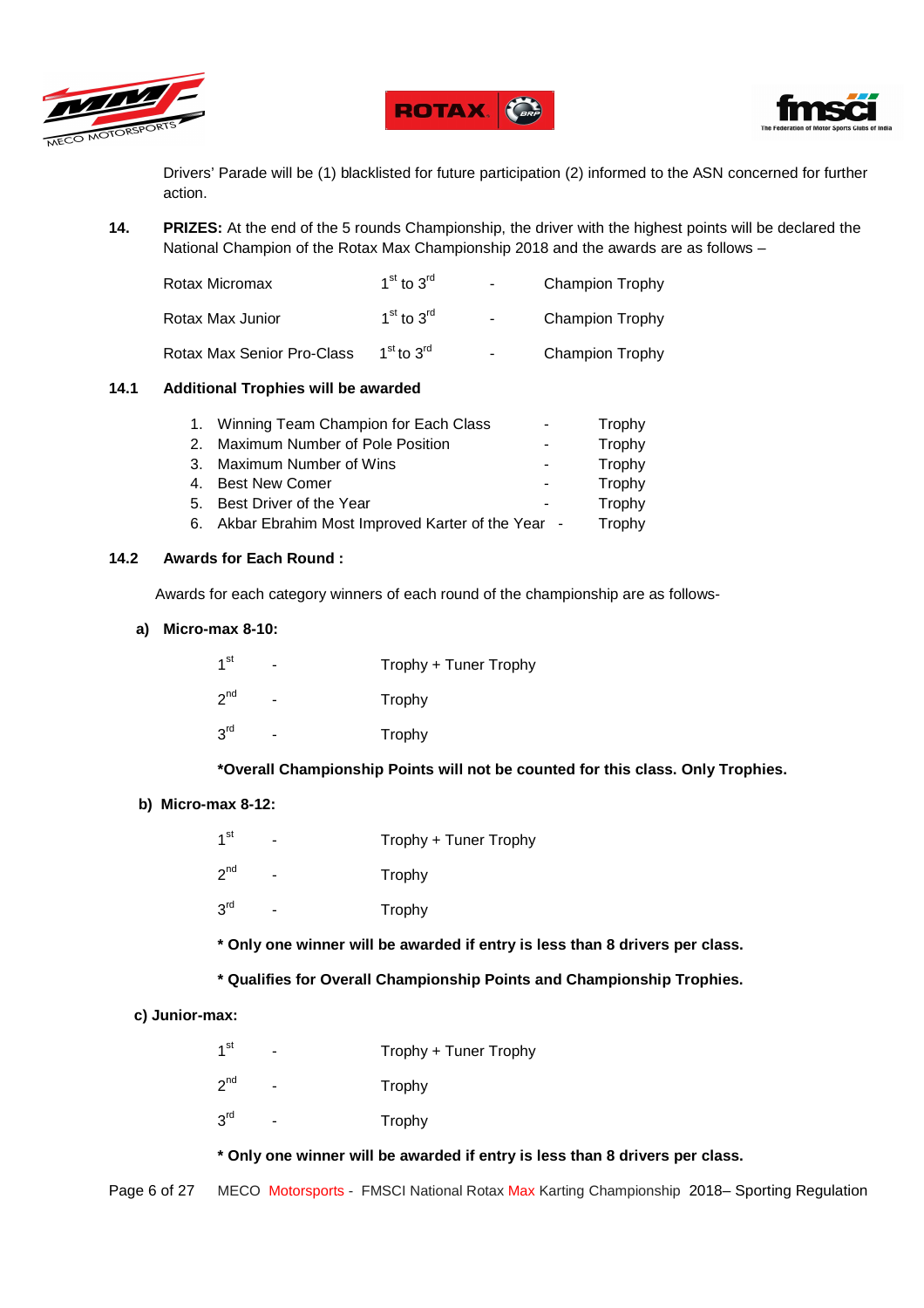Drivers' Parade will be (1) blacklisted for future participation (2) informed to the ASN concerned for further action.

**14.** **PRIZES:** At the end of the 5 rounds Championship, the driver with the highest points will be declared the National Champion of the Rotax Max Championship 2018 and the awards are as follows –

| | | | |
|---|---|---|---|
| Rotax Micromax | 1st to 3rd | - | Champion Trophy |
| Rotax Max Junior | 1st to 3rd | - | Champion Trophy |
| Rotax Max Senior Pro-Class | 1st to 3rd | - | Champion Trophy |

**14.1 Additional Trophies will be awarded**

1. Winning Team Champion for Each Class - Trophy
2. Maximum Number of Pole Position - Trophy
3. Maximum Number of Wins - Trophy
4. Best New Comer - Trophy
5. Best Driver of the Year - Trophy
6. Akbar Ebrahim Most Improved Karter of the Year - Trophy

**14.2 Awards for Each Round :**

Awards for each category winners of each round of the championship are as follows-

**a) Micro-max 8-10:**

| | | |
|---|---|---|
| 1st | - | Trophy + Tuner Trophy |
| 2nd | - | Trophy |
| 3rd | - | Trophy |

**\*Overall Championship Points will not be counted for this class. Only Trophies.**

**b) Micro-max 8-12:**

| | | |
|---|---|---|
| 1st | - | Trophy + Tuner Trophy |
| 2nd | - | Trophy |
| 3rd | - | Trophy |

**\* Only one winner will be awarded if entry is less than 8 drivers per class.**

**\* Qualifies for Overall Championship Points and Championship Trophies.**

**c) Junior-max:**

| | | |
|---|---|---|
| 1st | - | Trophy + Tuner Trophy |
| 2nd | - | Trophy |
| 3rd | - | Trophy |

**\* Only one winner will be awarded if entry is less than 8 drivers per class.**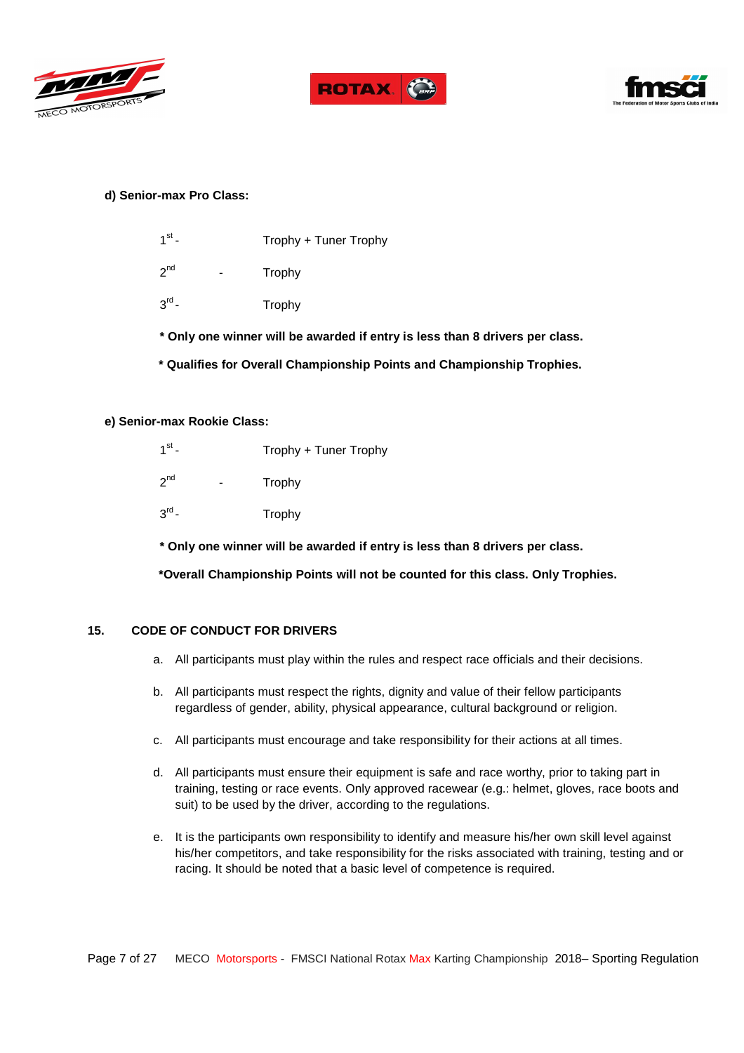**d) Senior-max Pro Class:**

1st - Trophy + Tuner Trophy

2nd - Trophy

3rd - Trophy

**\* Only one winner will be awarded if entry is less than 8 drivers per class.**

**\* Qualifies for Overall Championship Points and Championship Trophies.**

**e) Senior-max Rookie Class:**

1st - Trophy + Tuner Trophy

2nd - Trophy

3rd - Trophy

**\* Only one winner will be awarded if entry is less than 8 drivers per class.**

**\*Overall Championship Points will not be counted for this class. Only Trophies.**

## 15. CODE OF CONDUCT FOR DRIVERS

a. All participants must play within the rules and respect race officials and their decisions.

b. All participants must respect the rights, dignity and value of their fellow participants regardless of gender, ability, physical appearance, cultural background or religion.

c. All participants must encourage and take responsibility for their actions at all times.

d. All participants must ensure their equipment is safe and race worthy, prior to taking part in training, testing or race events. Only approved racewear (e.g.: helmet, gloves, race boots and suit) to be used by the driver, according to the regulations.

e. It is the participants own responsibility to identify and measure his/her own skill level against his/her competitors, and take responsibility for the risks associated with training, testing and or racing. It should be noted that a basic level of competence is required.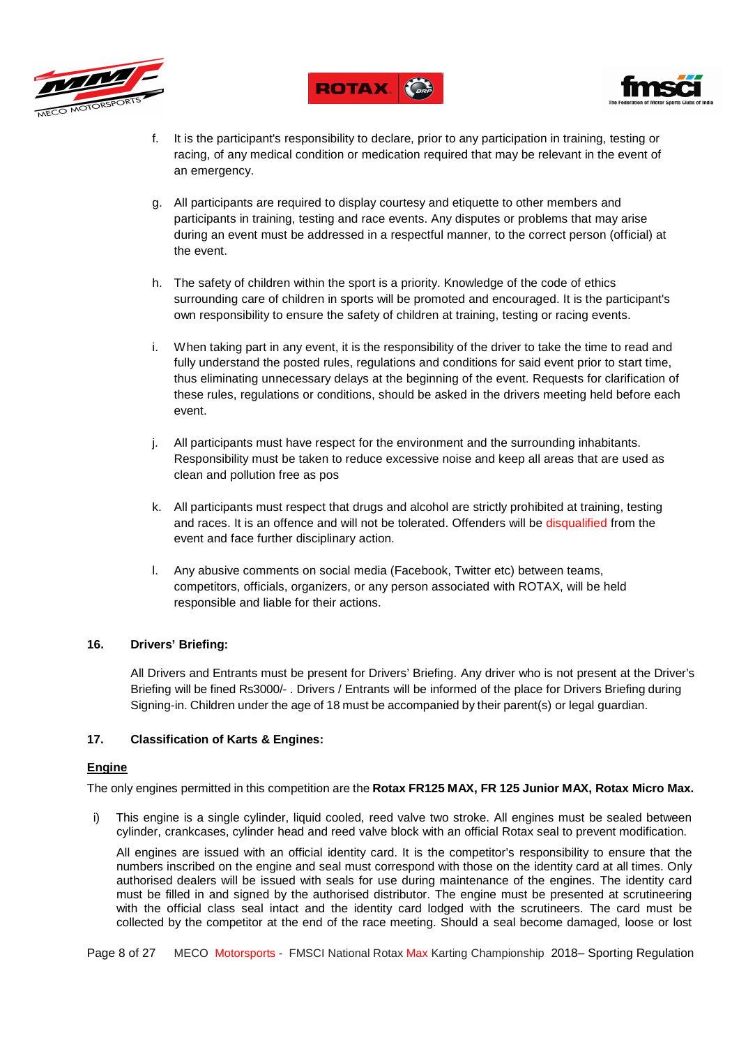f. It is the participant's responsibility to declare, prior to any participation in training, testing or racing, of any medical condition or medication required that may be relevant in the event of an emergency.

g. All participants are required to display courtesy and etiquette to other members and participants in training, testing and race events. Any disputes or problems that may arise during an event must be addressed in a respectful manner, to the correct person (official) at the event.

h. The safety of children within the sport is a priority. Knowledge of the code of ethics surrounding care of children in sports will be promoted and encouraged. It is the participant's own responsibility to ensure the safety of children at training, testing or racing events.

i. When taking part in any event, it is the responsibility of the driver to take the time to read and fully understand the posted rules, regulations and conditions for said event prior to start time, thus eliminating unnecessary delays at the beginning of the event. Requests for clarification of these rules, regulations or conditions, should be asked in the drivers meeting held before each event.

j. All participants must have respect for the environment and the surrounding inhabitants. Responsibility must be taken to reduce excessive noise and keep all areas that are used as clean and pollution free as pos

k. All participants must respect that drugs and alcohol are strictly prohibited at training, testing and races. It is an offence and will not be tolerated. Offenders will be disqualified from the event and face further disciplinary action.

l. Any abusive comments on social media (Facebook, Twitter etc) between teams, competitors, officials, organizers, or any person associated with ROTAX, will be held responsible and liable for their actions.

## 16. Drivers' Briefing:

All Drivers and Entrants must be present for Drivers' Briefing. Any driver who is not present at the Driver's Briefing will be fined Rs3000/- . Drivers / Entrants will be informed of the place for Drivers Briefing during Signing-in. Children under the age of 18 must be accompanied by their parent(s) or legal guardian.

## 17. Classification of Karts & Engines:

**Engine**

The only engines permitted in this competition are the **Rotax FR125 MAX, FR 125 Junior MAX, Rotax Micro Max.**

i) This engine is a single cylinder, liquid cooled, reed valve two stroke. All engines must be sealed between cylinder, crankcases, cylinder head and reed valve block with an official Rotax seal to prevent modification.

All engines are issued with an official identity card. It is the competitor's responsibility to ensure that the numbers inscribed on the engine and seal must correspond with those on the identity card at all times. Only authorised dealers will be issued with seals for use during maintenance of the engines. The identity card must be filled in and signed by the authorised distributor. The engine must be presented at scrutineering with the official class seal intact and the identity card lodged with the scrutineers. The card must be collected by the competitor at the end of the race meeting. Should a seal become damaged, loose or lost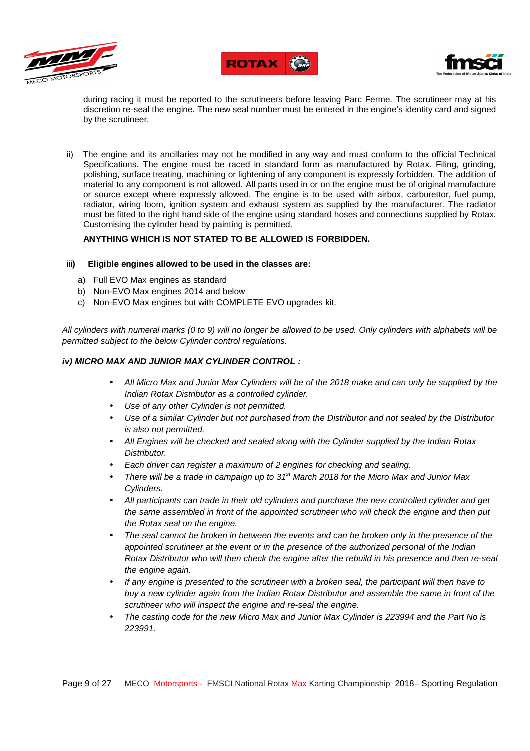during racing it must be reported to the scrutineers before leaving Parc Ferme. The scrutineer may at his discretion re-seal the engine. The new seal number must be entered in the engine's identity card and signed by the scrutineer.

ii) The engine and its ancillaries may not be modified in any way and must conform to the official Technical Specifications. The engine must be raced in standard form as manufactured by Rotax. Filing, grinding, polishing, surface treating, machining or lightening of any component is expressly forbidden. The addition of material to any component is not allowed. All parts used in or on the engine must be of original manufacture or source except where expressly allowed. The engine is to be used with airbox, carburettor, fuel pump, radiator, wiring loom, ignition system and exhaust system as supplied by the manufacturer. The radiator must be fitted to the right hand side of the engine using standard hoses and connections supplied by Rotax. Customising the cylinder head by painting is permitted.

**ANYTHING WHICH IS NOT STATED TO BE ALLOWED IS FORBIDDEN.**

iii**) Eligible engines allowed to be used in the classes are:**

a) Full EVO Max engines as standard
b) Non-EVO Max engines 2014 and below
c) Non-EVO Max engines but with COMPLETE EVO upgrades kit.

*All cylinders with numeral marks (0 to 9) will no longer be allowed to be used. Only cylinders with alphabets will be permitted subject to the below Cylinder control regulations.*

***iv) MICRO MAX AND JUNIOR MAX CYLINDER CONTROL :***

- *All Micro Max and Junior Max Cylinders will be of the 2018 make and can only be supplied by the Indian Rotax Distributor as a controlled cylinder.*
- *Use of any other Cylinder is not permitted.*
- *Use of a similar Cylinder but not purchased from the Distributor and not sealed by the Distributor is also not permitted.*
- *All Engines will be checked and sealed along with the Cylinder supplied by the Indian Rotax Distributor.*
- *Each driver can register a maximum of 2 engines for checking and sealing.*
- *There will be a trade in campaign up to 31st March 2018 for the Micro Max and Junior Max Cylinders.*
- *All participants can trade in their old cylinders and purchase the new controlled cylinder and get the same assembled in front of the appointed scrutineer who will check the engine and then put the Rotax seal on the engine.*
- *The seal cannot be broken in between the events and can be broken only in the presence of the appointed scrutineer at the event or in the presence of the authorized personal of the Indian Rotax Distributor who will then check the engine after the rebuild in his presence and then re-seal the engine again.*
- *If any engine is presented to the scrutineer with a broken seal, the participant will then have to buy a new cylinder again from the Indian Rotax Distributor and assemble the same in front of the scrutineer who will inspect the engine and re-seal the engine.*
- *The casting code for the new Micro Max and Junior Max Cylinder is 223994 and the Part No is 223991.*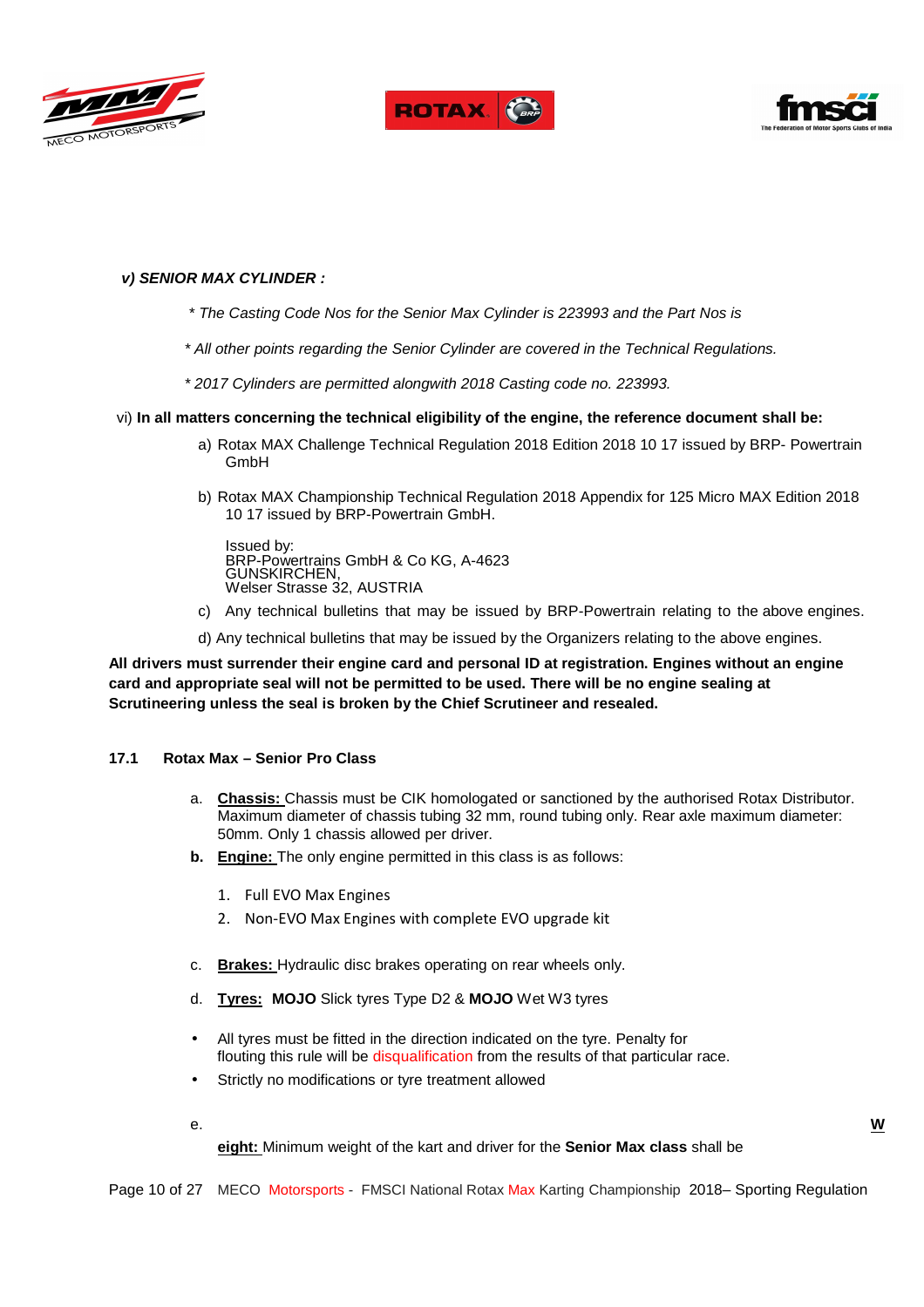*v) SENIOR MAX CYLINDER :*

*\* The Casting Code Nos for the Senior Max Cylinder is 223993 and the Part Nos is*

*\* All other points regarding the Senior Cylinder are covered in the Technical Regulations.*

*\* 2017 Cylinders are permitted alongwith 2018 Casting code no. 223993.*

vi) **In all matters concerning the technical eligibility of the engine, the reference document shall be:**

a) Rotax MAX Challenge Technical Regulation 2018 Edition 2018 10 17 issued by BRP- Powertrain GmbH

b) Rotax MAX Championship Technical Regulation 2018 Appendix for 125 Micro MAX Edition 2018 10 17 issued by BRP-Powertrain GmbH.

Issued by:
BRP-Powertrains GmbH & Co KG, A-4623
GUNSKIRCHEN,
Welser Strasse 32, AUSTRIA

c) Any technical bulletins that may be issued by BRP-Powertrain relating to the above engines.

d) Any technical bulletins that may be issued by the Organizers relating to the above engines.

**All drivers must surrender their engine card and personal ID at registration. Engines without an engine card and appropriate seal will not be permitted to be used. There will be no engine sealing at Scrutineering unless the seal is broken by the Chief Scrutineer and resealed.**

## 17.1 Rotax Max – Senior Pro Class

a. **Chassis:** Chassis must be CIK homologated or sanctioned by the authorised Rotax Distributor. Maximum diameter of chassis tubing 32 mm, round tubing only. Rear axle maximum diameter: 50mm. Only 1 chassis allowed per driver.

**b.** **Engine:** The only engine permitted in this class is as follows:

1. Full EVO Max Engines
2. Non-EVO Max Engines with complete EVO upgrade kit

c. **Brakes:** Hydraulic disc brakes operating on rear wheels only.

d. **Tyres:** **MOJO** Slick tyres Type D2 & **MOJO** Wet W3 tyres

- All tyres must be fitted in the direction indicated on the tyre. Penalty for flouting this rule will be disqualification from the results of that particular race.
- Strictly no modifications or tyre treatment allowed

e. **Weight:** Minimum weight of the kart and driver for the **Senior Max class** shall be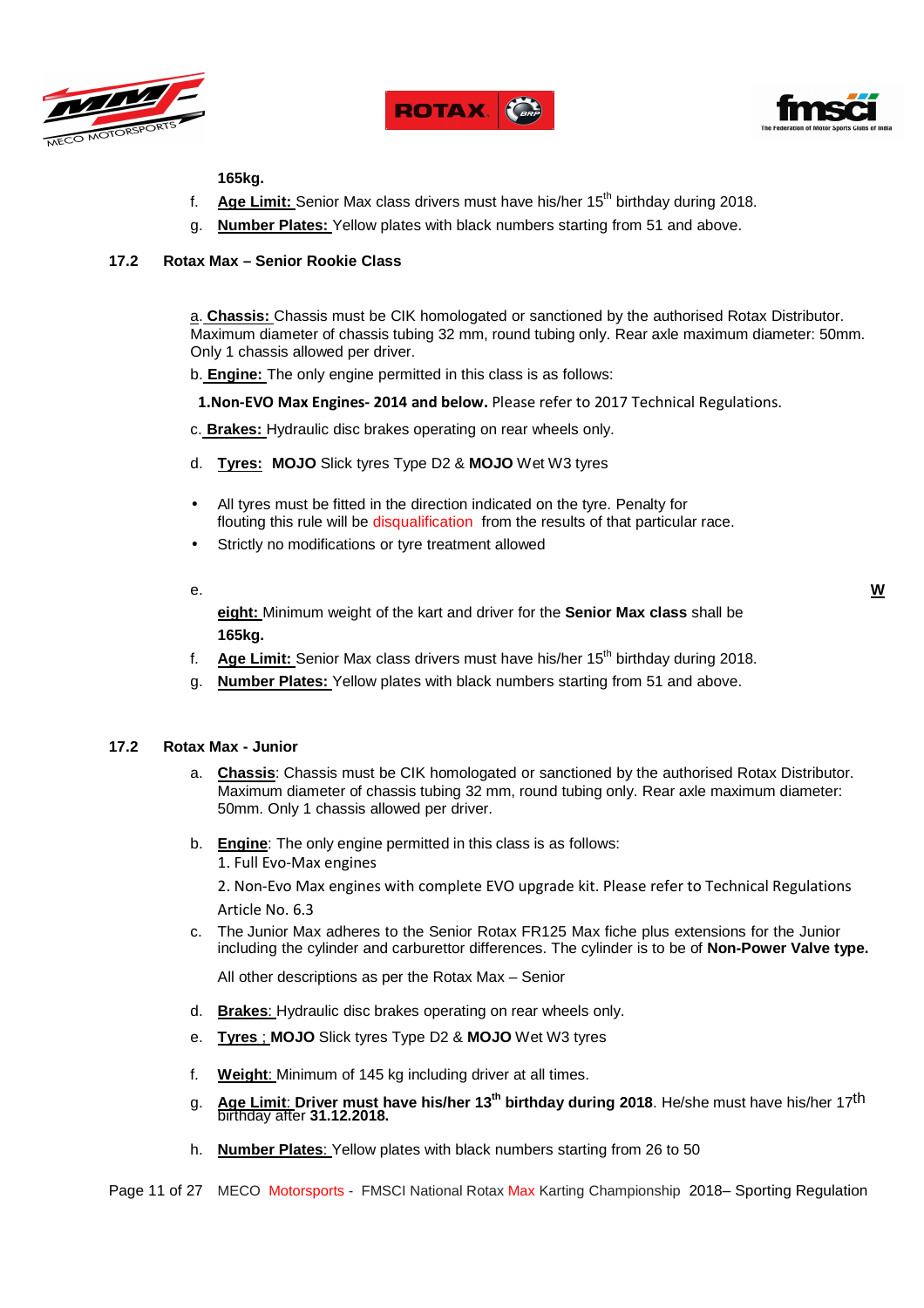**165kg.**

f. **Age Limit:** Senior Max class drivers must have his/her 15th birthday during 2018.

g. **Number Plates:** Yellow plates with black numbers starting from 51 and above.

### 17.2 Rotax Max – Senior Rookie Class

a. **Chassis:** Chassis must be CIK homologated or sanctioned by the authorised Rotax Distributor. Maximum diameter of chassis tubing 32 mm, round tubing only. Rear axle maximum diameter: 50mm. Only 1 chassis allowed per driver.

b. **Engine:** The only engine permitted in this class is as follows:

**1.Non-EVO Max Engines- 2014 and below.** Please refer to 2017 Technical Regulations.

c. **Brakes:** Hydraulic disc brakes operating on rear wheels only.

d. **Tyres:** **MOJO** Slick tyres Type D2 & **MOJO** Wet W3 tyres

- All tyres must be fitted in the direction indicated on the tyre. Penalty for flouting this rule will be disqualification from the results of that particular race.
- Strictly no modifications or tyre treatment allowed

e. **Weight:** Minimum weight of the kart and driver for the **Senior Max class** shall be **165kg.**

f. **Age Limit:** Senior Max class drivers must have his/her 15th birthday during 2018.

g. **Number Plates:** Yellow plates with black numbers starting from 51 and above.

### 17.2 Rotax Max - Junior

a. **Chassis**: Chassis must be CIK homologated or sanctioned by the authorised Rotax Distributor. Maximum diameter of chassis tubing 32 mm, round tubing only. Rear axle maximum diameter: 50mm. Only 1 chassis allowed per driver.

b. **Engine**: The only engine permitted in this class is as follows:
   1. Full Evo-Max engines
   2. Non-Evo Max engines with complete EVO upgrade kit. Please refer to Technical Regulations Article No. 6.3

c. The Junior Max adheres to the Senior Rotax FR125 Max fiche plus extensions for the Junior including the cylinder and carburettor differences. The cylinder is to be of **Non-Power Valve type.**

   All other descriptions as per the Rotax Max – Senior

d. **Brakes**: Hydraulic disc brakes operating on rear wheels only.

e. **Tyres** ; **MOJO** Slick tyres Type D2 & **MOJO** Wet W3 tyres

f. **Weight**: Minimum of 145 kg including driver at all times.

g. **Age Limit**: **Driver must have his/her 13th birthday during 2018**. He/she must have his/her 17th birthday after **31.12.2018.**

h. **Number Plates**: Yellow plates with black numbers starting from 26 to 50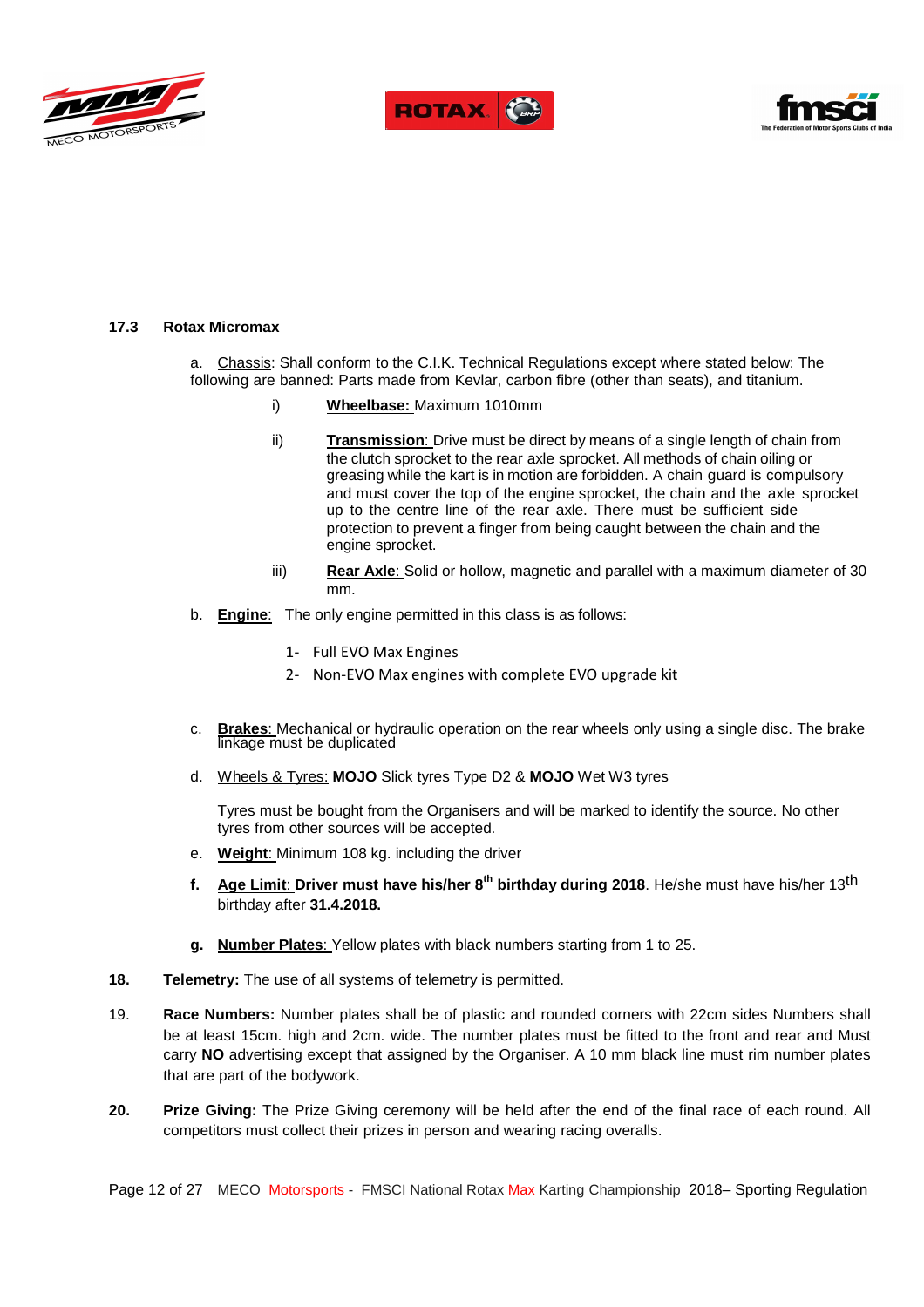### 17.3 Rotax Micromax

a. Chassis: Shall conform to the C.I.K. Technical Regulations except where stated below: The following were banned: Parts made from Kevlar, carbon fibre (other than seats), and titanium.

i) **Wheelbase:** Maximum 1010mm

ii) **Transmission**: Drive must be direct by means of a single length of chain from the clutch sprocket to the rear axle sprocket. All methods of chain oiling or greasing while the kart is in motion are forbidden. A chain guard is compulsory and must cover the top of the engine sprocket, the chain and the axle sprocket up to the centre line of the rear axle. There must be sufficient side protection to prevent a finger from being caught between the chain and the engine sprocket.

iii) **Rear Axle**: Solid or hollow, magnetic and parallel with a maximum diameter of 30 mm.

b. **Engine**: The only engine permitted in this class is as follows:

1- Full EVO Max Engines
2- Non-EVO Max engines with complete EVO upgrade kit

c. **Brakes**: Mechanical or hydraulic operation on the rear wheels only using a single disc. The brake linkage must be duplicated

d. Wheels & Tyres: **MOJO** Slick tyres Type D2 & **MOJO** Wet W3 tyres

Tyres must be bought from the Organisers and will be marked to identify the source. No other tyres from other sources will be accepted.

e. **Weight**: Minimum 108 kg. including the driver

**f. Age Limit: Driver must have his/her 8th birthday during 2018**. He/she must have his/her 13th birthday after **31.4.2018.**

**g. Number Plates**: Yellow plates with black numbers starting from 1 to 25.

**18. Telemetry:** The use of all systems of telemetry is permitted.

19. **Race Numbers:** Number plates shall be of plastic and rounded corners with 22cm sides Numbers shall be at least 15cm. high and 2cm. wide. The number plates must be fitted to the front and rear and Must carry **NO** advertising except that assigned by the Organiser. A 10 mm black line must rim number plates that are part of the bodywork.

**20. Prize Giving:** The Prize Giving ceremony will be held after the end of the final race of each round. All competitors must collect their prizes in person and wearing racing overalls.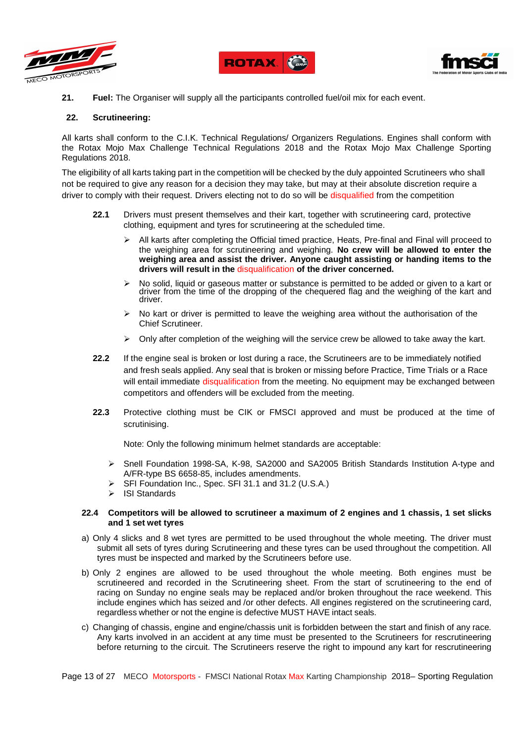**21. Fuel:** The Organiser will supply all the participants controlled fuel/oil mix for each event.

**22. Scrutineering:**

All karts shall conform to the C.I.K. Technical Regulations/ Organizers Regulations. Engines shall conform with the Rotax Mojo Max Challenge Technical Regulations 2018 and the Rotax Mojo Max Challenge Sporting Regulations 2018.

The eligibility of all karts taking part in the competition will be checked by the duly appointed Scrutineers who shall not be required to give any reason for a decision they may take, but may at their absolute discretion require a driver to comply with their request. Drivers electing not to do so will be disqualified from the competition

**22.1** Drivers must present themselves and their kart, together with scrutineering card, protective clothing, equipment and tyres for scrutineering at the scheduled time.

- All karts after completing the Official timed practice, Heats, Pre-final and Final will proceed to the weighing area for scrutineering and weighing. **No crew will be allowed to enter the weighing area and assist the driver. Anyone caught assisting or handing items to the drivers will result in the disqualification of the driver concerned.**
- No solid, liquid or gaseous matter or substance is permitted to be added or given to a kart or driver from the time of the dropping of the chequered flag and the weighing of the kart and driver.
- No kart or driver is permitted to leave the weighing area without the authorisation of the Chief Scrutineer.
- Only after completion of the weighing will the service crew be allowed to take away the kart.

**22.2** If the engine seal is broken or lost during a race, the Scrutineers are to be immediately notified and fresh seals applied. Any seal that is broken or missing before Practice, Time Trials or a Race will entail immediate disqualification from the meeting. No equipment may be exchanged between competitors and offenders will be excluded from the meeting.

**22.3** Protective clothing must be CIK or FMSCI approved and must be produced at the time of scrutinising.

Note: Only the following minimum helmet standards are acceptable:

- Snell Foundation 1998-SA, K-98, SA2000 and SA2005 British Standards Institution A-type and A/FR-type BS 6658-85, includes amendments.
- SFI Foundation Inc., Spec. SFI 31.1 and 31.2 (U.S.A.)
- ISI Standards

**22.4 Competitors will be allowed to scrutineer a maximum of 2 engines and 1 chassis, 1 set slicks and 1 set wet tyres**

a) Only 4 slicks and 8 wet tyres are permitted to be used throughout the whole meeting. The driver must submit all sets of tyres during Scrutineering and these tyres can be used throughout the competition. All tyres must be inspected and marked by the Scrutineers before use.

b) Only 2 engines are allowed to be used throughout the whole meeting. Both engines must be scrutineered and recorded in the Scrutineering sheet. From the start of scrutineering to the end of racing on Sunday no engine seals may be replaced and/or broken throughout the race weekend. This include engines which has seized and /or other defects. All engines registered on the scrutineering card, regardless whether or not the engine is defective MUST HAVE intact seals.

c) Changing of chassis, engine and engine/chassis unit is forbidden between the start and finish of any race. Any karts involved in an accident at any time must be presented to the Scrutineers for rescrutineering before returning to the circuit. The Scrutineers reserve the right to impound any kart for rescrutineering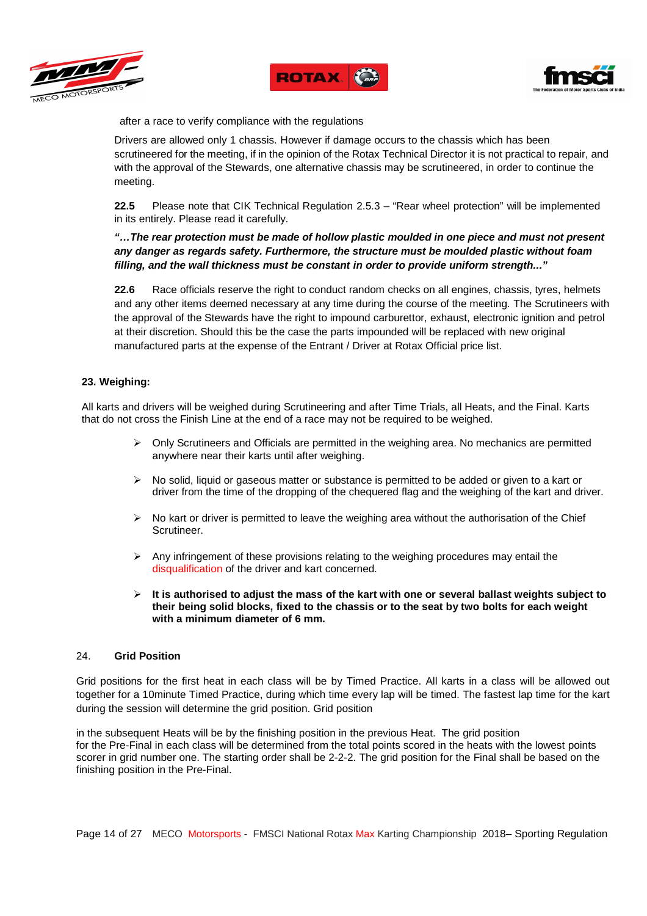after a race to verify compliance with the regulations

Drivers are allowed only 1 chassis. However if damage occurs to the chassis which has been scrutineered for the meeting, if in the opinion of the Rotax Technical Director it is not practical to repair, and with the approval of the Stewards, one alternative chassis may be scrutineered, in order to continue the meeting.

**22.5** Please note that CIK Technical Regulation 2.5.3 – "Rear wheel protection" will be implemented in its entirely. Please read it carefully.

***"…The rear protection must be made of hollow plastic moulded in one piece and must not present any danger as regards safety. Furthermore, the structure must be moulded plastic without foam filling, and the wall thickness must be constant in order to provide uniform strength…"***

**22.6** Race officials reserve the right to conduct random checks on all engines, chassis, tyres, helmets and any other items deemed necessary at any time during the course of the meeting. The Scrutineers with the approval of the Stewards have the right to impound carburettor, exhaust, electronic ignition and petrol at their discretion. Should this be the case the parts impounded will be replaced with new original manufactured parts at the expense of the Entrant / Driver at Rotax Official price list.

## 23. Weighing:

All karts and drivers will be weighed during Scrutineering and after Time Trials, all Heats, and the Final. Karts that do not cross the Finish Line at the end of a race may not be required to be weighed.

- Only Scrutineers and Officials are permitted in the weighing area. No mechanics are permitted anywhere near their karts until after weighing.
- No solid, liquid or gaseous matter or substance is permitted to be added or given to a kart or driver from the time of the dropping of the chequered flag and the weighing of the kart and driver.
- No kart or driver is permitted to leave the weighing area without the authorisation of the Chief Scrutineer.
- Any infringement of these provisions relating to the weighing procedures may entail the disqualification of the driver and kart concerned.
- **It is authorised to adjust the mass of the kart with one or several ballast weights subject to their being solid blocks, fixed to the chassis or to the seat by two bolts for each weight with a minimum diameter of 6 mm.**

## 24. Grid Position

Grid positions for the first heat in each class will be by Timed Practice. All karts in a class will be allowed out together for a 10minute Timed Practice, during which time every lap will be timed. The fastest lap time for the kart during the session will determine the grid position. Grid position

in the subsequent Heats will be by the finishing position in the previous Heat. The grid position for the Pre-Final in each class will be determined from the total points scored in the heats with the lowest points scorer in grid number one. The starting order shall be 2-2-2. The grid position for the Final shall be based on the finishing position in the Pre-Final.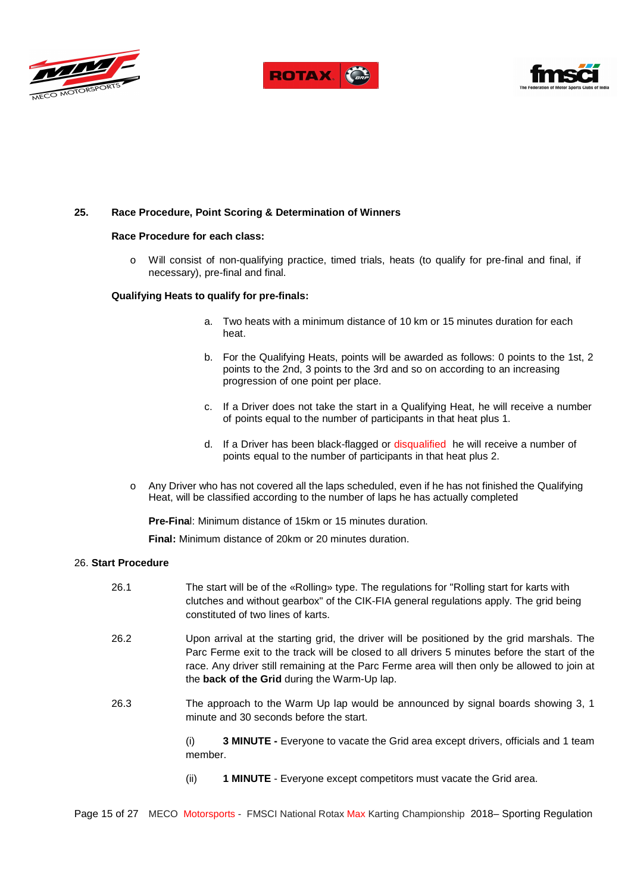## 25. Race Procedure, Point Scoring & Determination of Winners

**Race Procedure for each class:**

- Will consist of non-qualifying practice, timed trials, heats (to qualify for pre-final and final, if necessary), pre-final and final.

**Qualifying Heats to qualify for pre-finals:**

a. Two heats with a minimum distance of 10 km or 15 minutes duration for each heat.

b. For the Qualifying Heats, points will be awarded as follows: 0 points to the 1st, 2 points to the 2nd, 3 points to the 3rd and so on according to an increasing progression of one point per place.

c. If a Driver does not take the start in a Qualifying Heat, he will receive a number of points equal to the number of participants in that heat plus 1.

d. If a Driver has been black-flagged or disqualified he will receive a number of points equal to the number of participants in that heat plus 2.

- Any Driver who has not covered all the laps scheduled, even if he has not finished the Qualifying Heat, will be classified according to the number of laps he has actually completed

  **Pre-Final**: Minimum distance of 15km or 15 minutes duration.

  **Final:** Minimum distance of 20km or 20 minutes duration.

## 26. Start Procedure

26.1 The start will be of the «Rolling» type. The regulations for "Rolling start for karts with clutches and without gearbox" of the CIK-FIA general regulations apply. The grid being constituted of two lines of karts.

26.2 Upon arrival at the starting grid, the driver will be positioned by the grid marshals. The Parc Ferme exit to the track will be closed to all drivers 5 minutes before the start of the race. Any driver still remaining at the Parc Ferme area will then only be allowed to join at the **back of the Grid** during the Warm-Up lap.

26.3 The approach to the Warm Up lap would be announced by signal boards showing 3, 1 minute and 30 seconds before the start.

(i) **3 MINUTE -** Everyone to vacate the Grid area except drivers, officials and 1 team member.

(ii) **1 MINUTE** - Everyone except competitors must vacate the Grid area.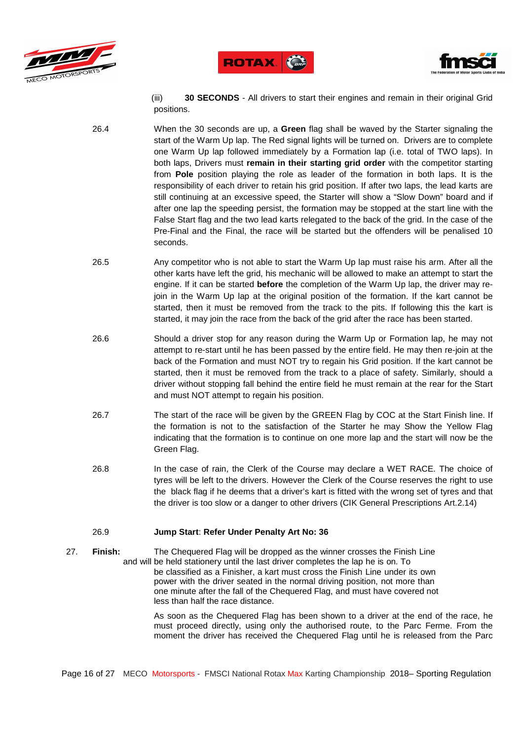(iii) **30 SECONDS** - All drivers to start their engines and remain in their original Grid positions.

26.4 When the 30 seconds are up, a **Green** flag shall be waved by the Starter signaling the start of the Warm Up lap. The Red signal lights will be turned on. Drivers are to complete one Warm Up lap followed immediately by a Formation lap (i.e. total of TWO laps). In both laps, Drivers must **remain in their starting grid order** with the competitor starting from **Pole** position playing the role as leader of the formation in both laps. It is the responsibility of each driver to retain his grid position. If after two laps, the lead karts are still continuing at an excessive speed, the Starter will show a "Slow Down" board and if after one lap the speeding persist, the formation may be stopped at the start line with the False Start flag and the two lead karts relegated to the back of the grid. In the case of the Pre-Final and the Final, the race will be started but the offenders will be penalised 10 seconds.

26.5 Any competitor who is not able to start the Warm Up lap must raise his arm. After all the other karts have left the grid, his mechanic will be allowed to make an attempt to start the engine. If it can be started **before** the completion of the Warm Up lap, the driver may re-join in the Warm Up lap at the original position of the formation. If the kart cannot be started, then it must be removed from the track to the pits. If following this the kart is started, it may join the race from the back of the grid after the race has been started.

26.6 Should a driver stop for any reason during the Warm Up or Formation lap, he may not attempt to re-start until he has been passed by the entire field. He may then re-join at the back of the Formation and must NOT try to regain his Grid position. If the kart cannot be started, then it must be removed from the track to a place of safety. Similarly, should a driver without stopping fall behind the entire field he must remain at the rear for the Start and must NOT attempt to regain his position.

26.7 The start of the race will be given by the GREEN Flag by COC at the Start Finish line. If the formation is not to the satisfaction of the Starter he may Show the Yellow Flag indicating that the formation is to continue on one more lap and the start will now be the Green Flag.

26.8 In the case of rain, the Clerk of the Course may declare a WET RACE. The choice of tyres will be left to the drivers. However the Clerk of the Course reserves the right to use the black flag if he deems that a driver's kart is fitted with the wrong set of tyres and that the driver is too slow or a danger to other drivers (CIK General Prescriptions Art.2.14)

26.9 **Jump Start**: **Refer Under Penalty Art No: 36**

27. **Finish:** The Chequered Flag will be dropped as the winner crosses the Finish Line and will be held stationery until the last driver completes the lap he is on. To be classified as a Finisher, a kart must cross the Finish Line under its own power with the driver seated in the normal driving position, not more than one minute after the fall of the Chequered Flag, and must have covered not less than half the race distance.

As soon as the Chequered Flag has been shown to a driver at the end of the race, he must proceed directly, using only the authorised route, to the Parc Ferme. From the moment the driver has received the Chequered Flag until he is released from the Parc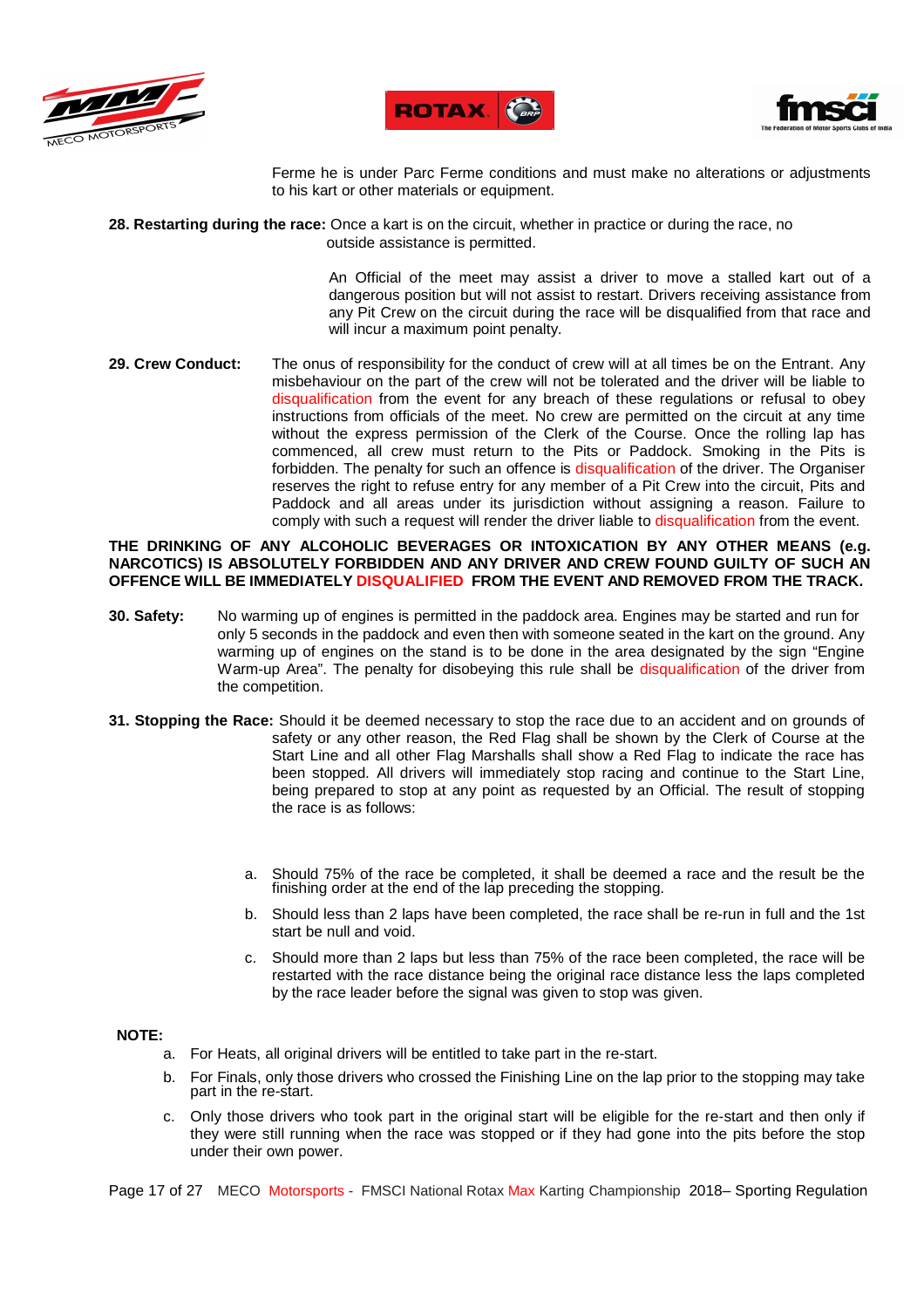Ferme he is under Parc Ferme conditions and must make no alterations or adjustments to his kart or other materials or equipment.

**28. Restarting during the race:** Once a kart is on the circuit, whether in practice or during the race, no outside assistance is permitted.

An Official of the meet may assist a driver to move a stalled kart out of a dangerous position but will not assist to restart. Drivers receiving assistance from any Pit Crew on the circuit during the race will be disqualified from that race and will incur a maximum point penalty.

**29. Crew Conduct:** The onus of responsibility for the conduct of crew will at all times be on the Entrant. Any misbehaviour on the part of the crew will not be tolerated and the driver will be liable to disqualification from the event for any breach of these regulations or refusal to obey instructions from officials of the meet. No crew are permitted on the circuit at any time without the express permission of the Clerk of the Course. Once the rolling lap has commenced, all crew must return to the Pits or Paddock. Smoking in the Pits is forbidden. The penalty for such an offence is disqualification of the driver. The Organiser reserves the right to refuse entry for any member of a Pit Crew into the circuit, Pits and Paddock and all areas under its jurisdiction without assigning a reason. Failure to comply with such a request will render the driver liable to disqualification from the event.

**THE DRINKING OF ANY ALCOHOLIC BEVERAGES OR INTOXICATION BY ANY OTHER MEANS (e.g. NARCOTICS) IS ABSOLUTELY FORBIDDEN AND ANY DRIVER AND CREW FOUND GUILTY OF SUCH AN OFFENCE WILL BE IMMEDIATELY DISQUALIFIED FROM THE EVENT AND REMOVED FROM THE TRACK.**

**30. Safety:** No warming up of engines is permitted in the paddock area. Engines may be started and run for only 5 seconds in the paddock and even then with someone seated in the kart on the ground. Any warming up of engines on the stand is to be done in the area designated by the sign "Engine Warm-up Area". The penalty for disobeying this rule shall be disqualification of the driver from the competition.

**31. Stopping the Race:** Should it be deemed necessary to stop the race due to an accident and on grounds of safety or any other reason, the Red Flag shall be shown by the Clerk of Course at the Start Line and all other Flag Marshalls shall show a Red Flag to indicate the race has been stopped. All drivers will immediately stop racing and continue to the Start Line, being prepared to stop at any point as requested by an Official. The result of stopping the race is as follows:

a. Should 75% of the race be completed, it shall be deemed a race and the result be the finishing order at the end of the lap preceding the stopping.

b. Should less than 2 laps have been completed, the race shall be re-run in full and the 1st start be null and void.

c. Should more than 2 laps but less than 75% of the race been completed, the race will be restarted with the race distance being the original race distance less the laps completed by the race leader before the signal was given to stop was given.

**NOTE:**

a. For Heats, all original drivers will be entitled to take part in the re-start.

b. For Finals, only those drivers who crossed the Finishing Line on the lap prior to the stopping may take part in the re-start.

c. Only those drivers who took part in the original start will be eligible for the re-start and then only if they were still running when the race was stopped or if they had gone into the pits before the stop under their own power.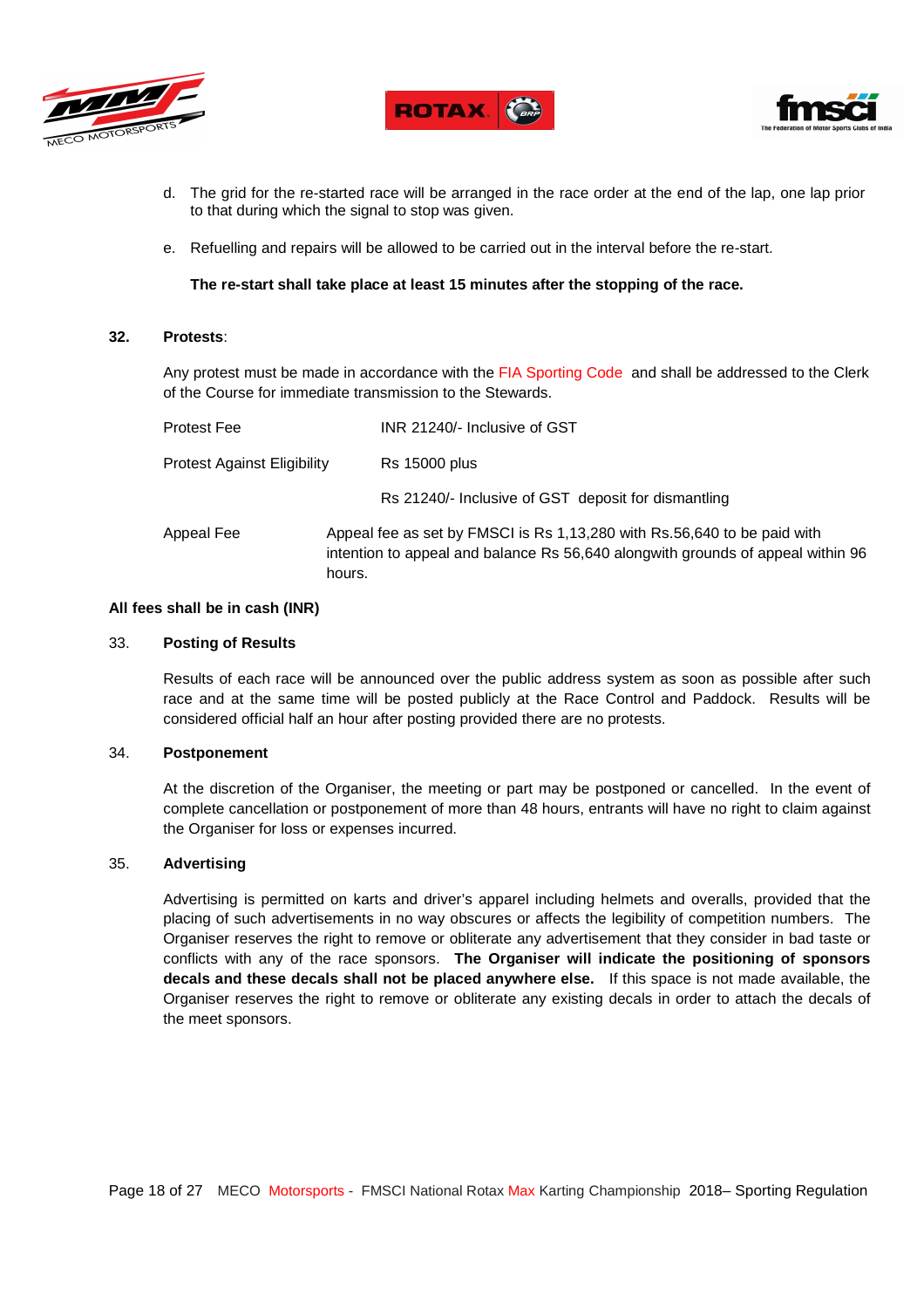d. The grid for the re-started race will be arranged in the race order at the end of the lap, one lap prior to that during which the signal to stop was given.

e. Refuelling and repairs will be allowed to be carried out in the interval before the re-start.

**The re-start shall take place at least 15 minutes after the stopping of the race.**

## 32. Protests:

Any protest must be made in accordance with the FIA Sporting Code and shall be addressed to the Clerk of the Course for immediate transmission to the Stewards.

| | |
|---|---|
| Protest Fee | INR 21240/- Inclusive of GST |
| Protest Against Eligibility | Rs 15000 plus |
| | Rs 21240/- Inclusive of GST deposit for dismantling |
| Appeal Fee | Appeal fee as set by FMSCI is Rs 1,13,280 with Rs.56,640 to be paid with intention to appeal and balance Rs 56,640 alongwith grounds of appeal within 96 hours. |

**All fees shall be in cash (INR)**

## 33. Posting of Results

Results of each race will be announced over the public address system as soon as possible after such race and at the same time will be posted publicly at the Race Control and Paddock. Results will be considered official half an hour after posting provided there are no protests.

## 34. Postponement

At the discretion of the Organiser, the meeting or part may be postponed or cancelled. In the event of complete cancellation or postponement of more than 48 hours, entrants will have no right to claim against the Organiser for loss or expenses incurred.

## 35. Advertising

Advertising is permitted on karts and driver's apparel including helmets and overalls, provided that the placing of such advertisements in no way obscures or affects the legibility of competition numbers. The Organiser reserves the right to remove or obliterate any advertisement that they consider in bad taste or conflicts with any of the race sponsors. **The Organiser will indicate the positioning of sponsors decals and these decals shall not be placed anywhere else.** If this space is not made available, the Organiser reserves the right to remove or obliterate any existing decals in order to attach the decals of the meet sponsors.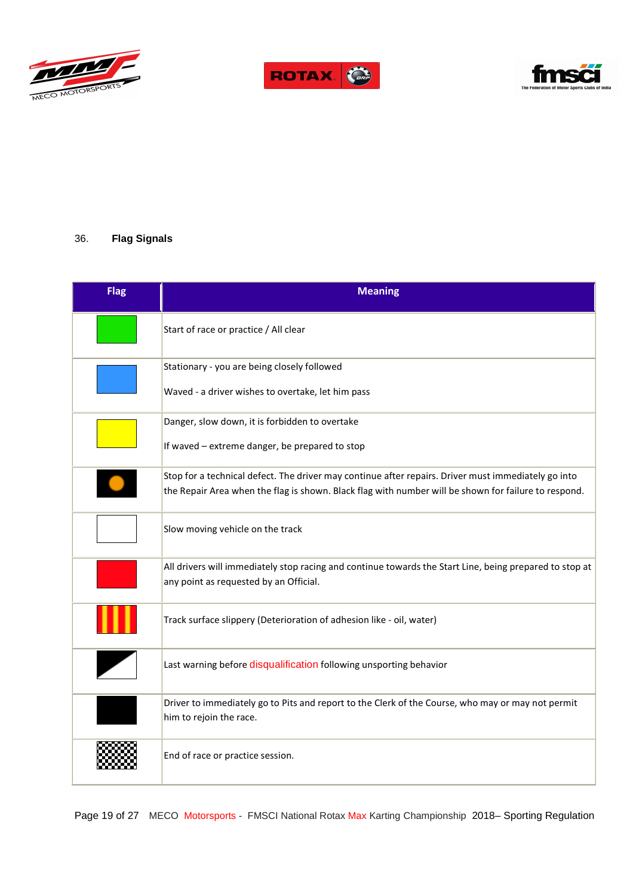36. **Flag Signals**

| Flag | Meaning |
|---|---|
| Green | Start of race or practice / All clear |
| Blue | Stationary - you are being closely followed<br><br>Waved - a driver wishes to overtake, let him pass |
| Yellow | Danger, slow down, it is forbidden to overtake<br><br>If waved – extreme danger, be prepared to stop |
| Black with orange disc | Stop for a technical defect. The driver may continue after repairs. Driver must immediately go into the Repair Area when the flag is shown. Black flag with number will be shown for failure to respond. |
| White | Slow moving vehicle on the track |
| Red | All drivers will immediately stop racing and continue towards the Start Line, being prepared to stop at any point as requested by an Official. |
| Yellow with red stripes | Track surface slippery (Deterioration of adhesion like - oil, water) |
| Black and white diagonal | Last warning before disqualification following unsporting behavior |
| Black | Driver to immediately go to Pits and report to the Clerk of the Course, who may or may not permit him to rejoin the race. |
| Chequered | End of race or practice session. |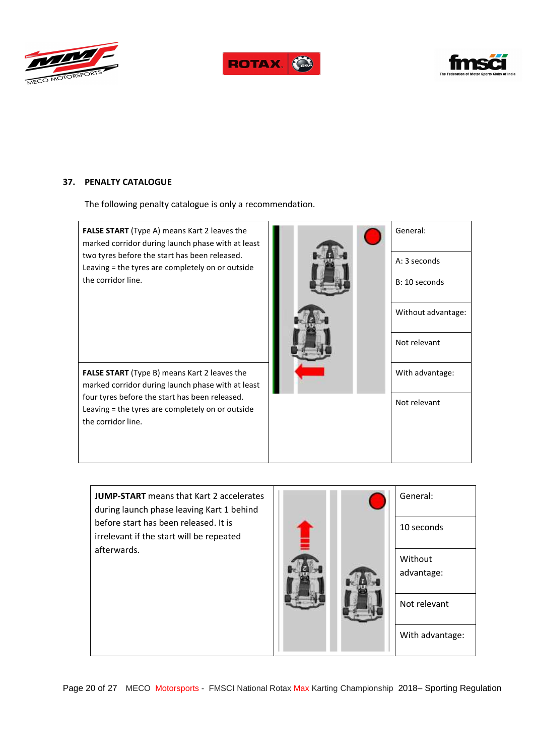## 37. PENALTY CATALOGUE

The following penalty catalogue is only a recommendation.

| | | |
|---|---|---|
| **FALSE START** (Type A) means Kart 2 leaves the marked corridor during launch phase with at least two tyres before the start has been released. Leaving = the tyres are completely on or outside the corridor line. | | General: |
| | | A: 3 seconds<br><br>B: 10 seconds |
| | | Without advantage: |
| | | Not relevant |
| **FALSE START** (Type B) means Kart 2 leaves the marked corridor during launch phase with at least four tyres before the start has been released. Leaving = the tyres are completely on or outside the corridor line. | | With advantage: |
| | | Not relevant |

| | | |
|---|---|---|
| **JUMP-START** means that Kart 2 accelerates during launch phase leaving Kart 1 behind before start has been released. It is irrelevant if the start will be repeated afterwards. | | General: |
| | | 10 seconds |
| | | Without advantage: |
| | | Not relevant |
| | | With advantage: |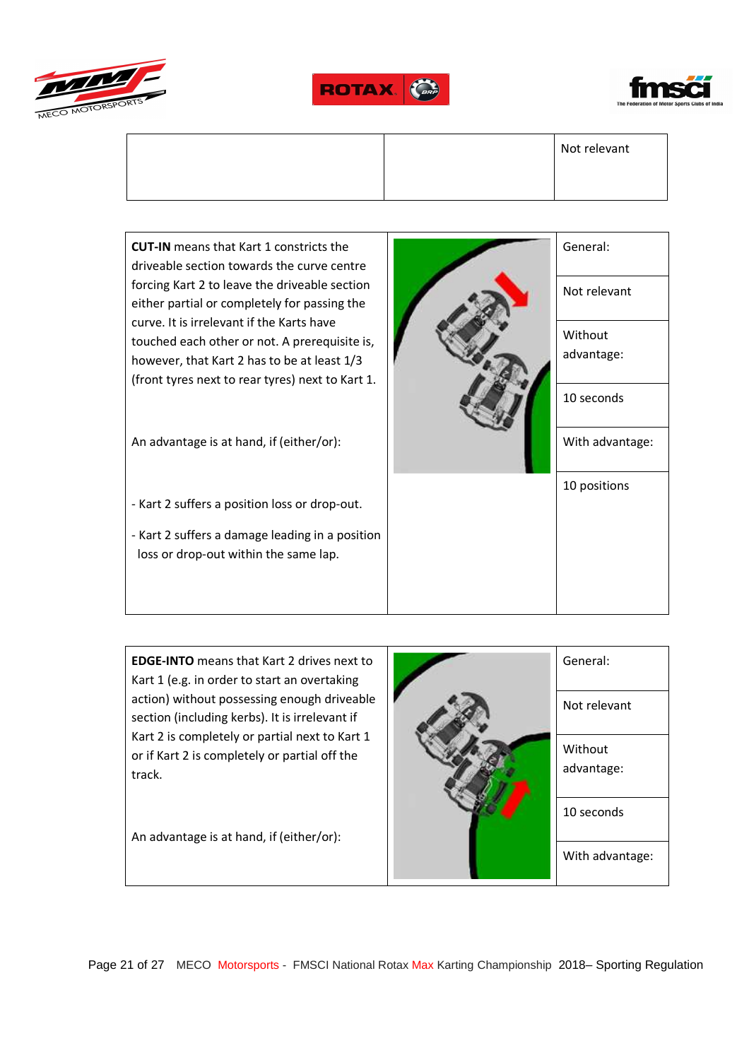| | | Not relevant |
|---|---|---|

| | | |
|---|---|---|
| **CUT-IN** means that Kart 1 constricts the driveable section towards the curve centre forcing Kart 2 to leave the driveable section either partial or completely for passing the curve. It is irrelevant if the Karts have touched each other or not. A prerequisite is, however, that Kart 2 has to be at least 1/3 (front tyres next to rear tyres) next to Kart 1.<br><br>An advantage is at hand, if (either/or):<br><br>- Kart 2 suffers a position loss or drop-out.<br>- Kart 2 suffers a damage leading in a position loss or drop-out within the same lap. | | General:<br>Not relevant<br>Without advantage:<br>10 seconds<br>With advantage:<br>10 positions |

| | | |
|---|---|---|
| **EDGE-INTO** means that Kart 2 drives next to Kart 1 (e.g. in order to start an overtaking action) without possessing enough driveable section (including kerbs). It is irrelevant if Kart 2 is completely or partial next to Kart 1 or if Kart 2 is completely or partial off the track.<br><br>An advantage is at hand, if (either/or): | | General:<br>Not relevant<br>Without advantage:<br>10 seconds<br>With advantage: |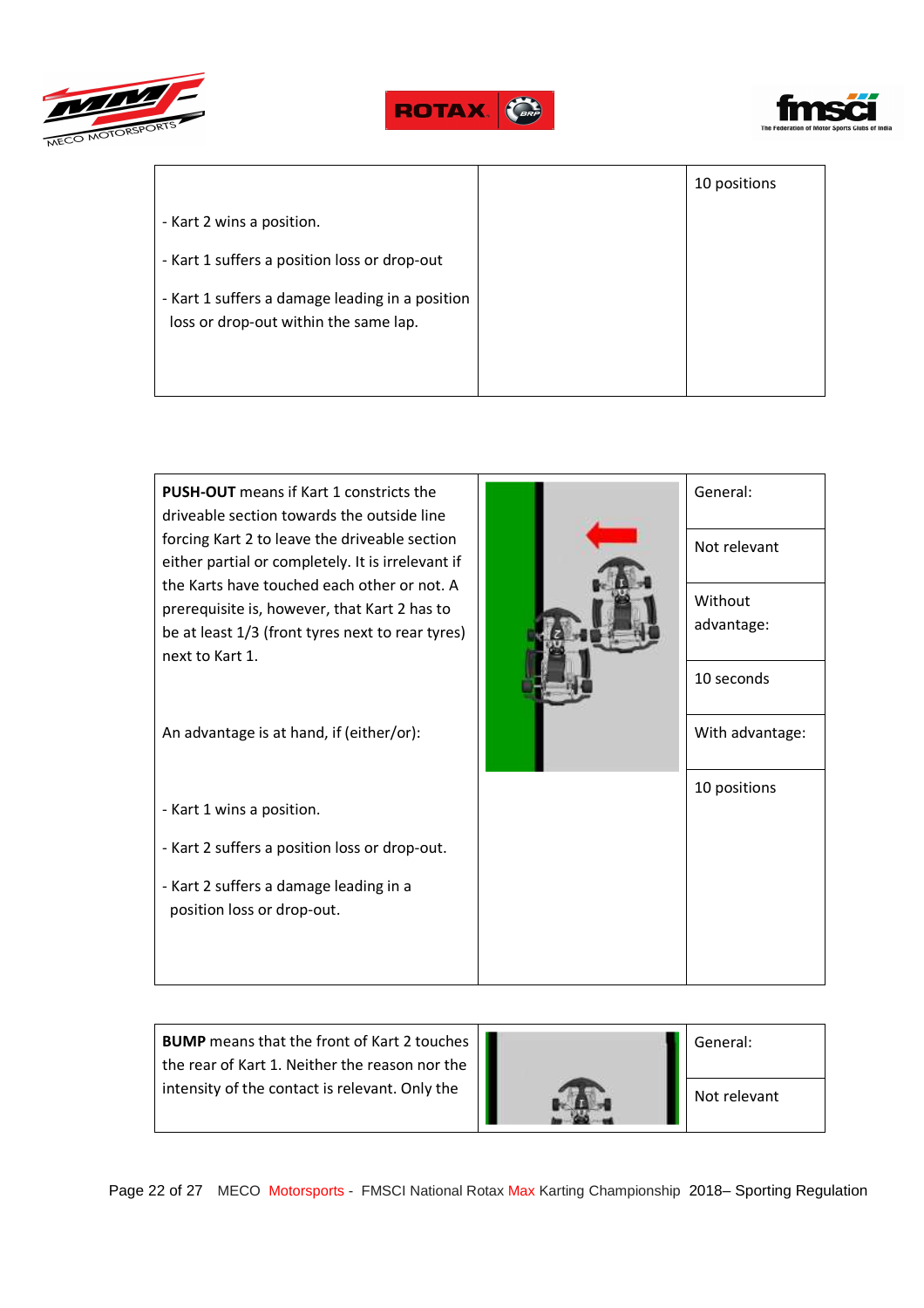| | | |
|---|---|---|
| - Kart 2 wins a position.<br><br>- Kart 1 suffers a position loss or drop-out<br><br>- Kart 1 suffers a damage leading in a position loss or drop-out within the same lap. | | 10 positions |

| | | |
|---|---|---|
| **PUSH-OUT** means if Kart 1 constricts the driveable section towards the outside line forcing Kart 2 to leave the driveable section either partial or completely. It is irrelevant if the Karts have touched each other or not. A prerequisite is, however, that Kart 2 has to be at least 1/3 (front tyres next to rear tyres) next to Kart 1.<br><br>An advantage is at hand, if (either/or):<br><br>- Kart 1 wins a position.<br><br>- Kart 2 suffers a position loss or drop-out.<br><br>- Kart 2 suffers a damage leading in a position loss or drop-out. | | General:<br><br>Not relevant<br><br>Without advantage:<br><br>10 seconds<br><br>With advantage:<br><br>10 positions |

| | | |
|---|---|---|
| **BUMP** means that the front of Kart 2 touches the rear of Kart 1. Neither the reason nor the intensity of the contact is relevant. Only the | | General:<br><br>Not relevant |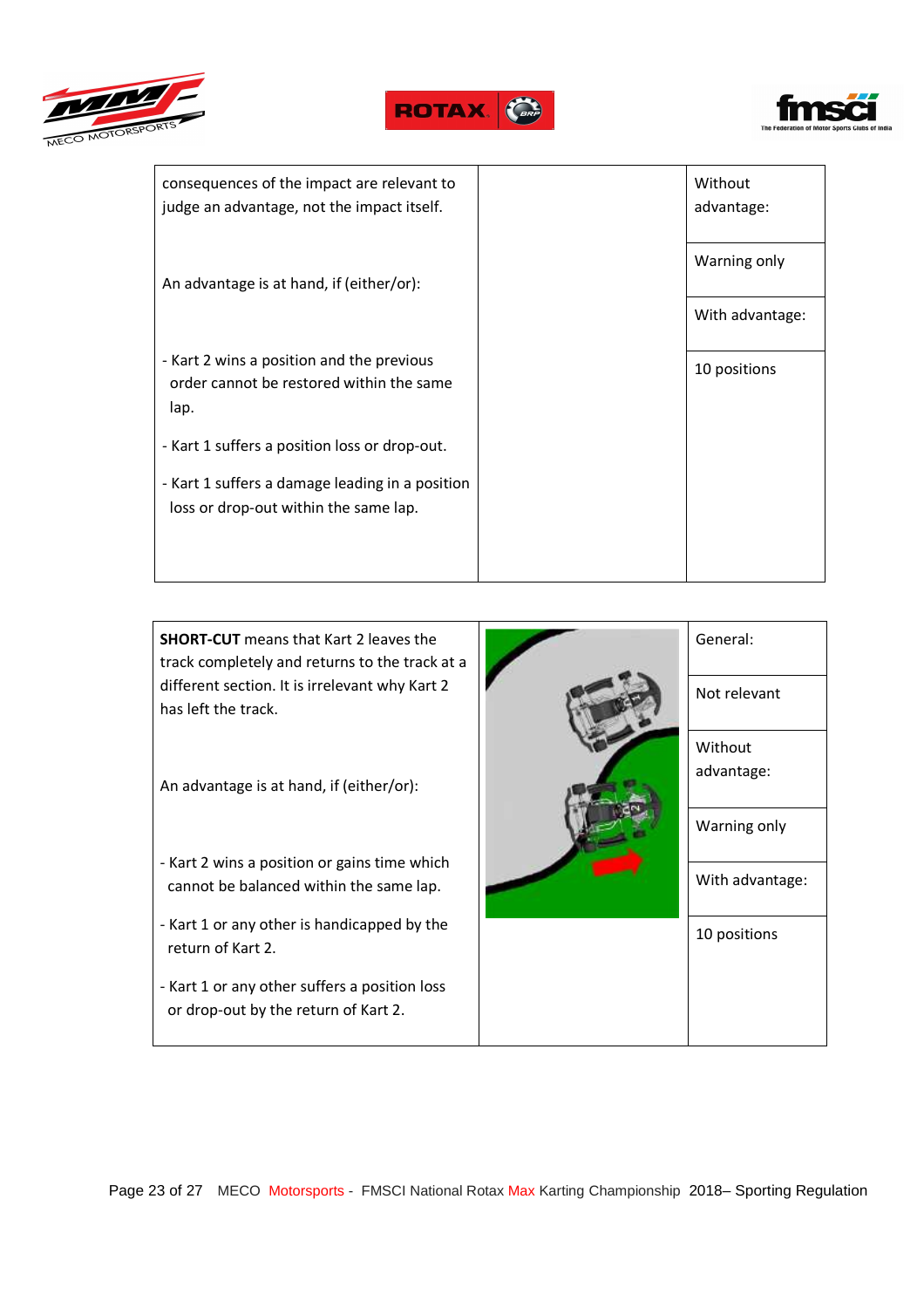| | | |
|---|---|---|
| consequences of the impact are relevant to judge an advantage, not the impact itself.<br><br>An advantage is at hand, if (either/or):<br><br>- Kart 2 wins a position and the previous order cannot be restored within the same lap.<br><br>- Kart 1 suffers a position loss or drop-out.<br><br>- Kart 1 suffers a damage leading in a position loss or drop-out within the same lap. | | Without advantage:<br><br>Warning only<br><br>With advantage:<br><br>10 positions |

| | | |
|---|---|---|
| **SHORT-CUT** means that Kart 2 leaves the track completely and returns to the track at a different section. It is irrelevant why Kart 2 has left the track.<br><br>An advantage is at hand, if (either/or):<br><br>- Kart 2 wins a position or gains time which cannot be balanced within the same lap.<br><br>- Kart 1 or any other is handicapped by the return of Kart 2.<br><br>- Kart 1 or any other suffers a position loss or drop-out by the return of Kart 2. | | General:<br><br>Not relevant<br><br>Without advantage:<br><br>Warning only<br><br>With advantage:<br><br>10 positions |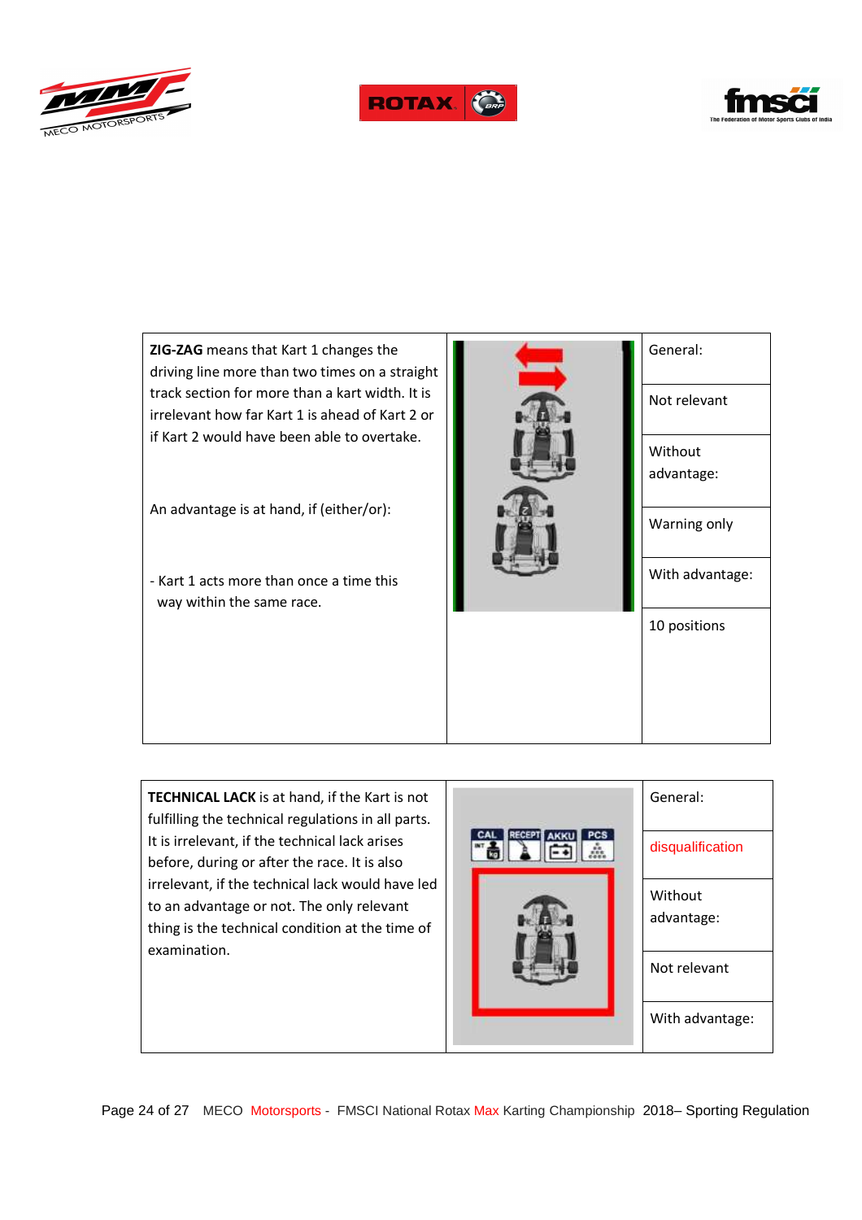| **ZIG-ZAG** means that Kart 1 changes the driving line more than two times on a straight track section for more than a kart width. It is irrelevant how far Kart 1 is ahead of Kart 2 or if Kart 2 would have been able to overtake.<br><br>An advantage is at hand, if (either/or):<br><br>- Kart 1 acts more than once a time this way within the same race. | | General:<br><br>Not relevant<br><br>Without advantage:<br><br>Warning only<br><br>With advantage:<br><br>10 positions |
|---|---|---|

| **TECHNICAL LACK** is at hand, if the Kart is not fulfilling the technical regulations in all parts. It is irrelevant, if the technical lack arises before, during or after the race. It is also irrelevant, if the technical lack would have led to an advantage or not. The only relevant thing is the technical condition at the time of examination. | | General:<br><br>disqualification<br><br>Without advantage:<br><br>Not relevant<br><br>With advantage: |
|---|---|---|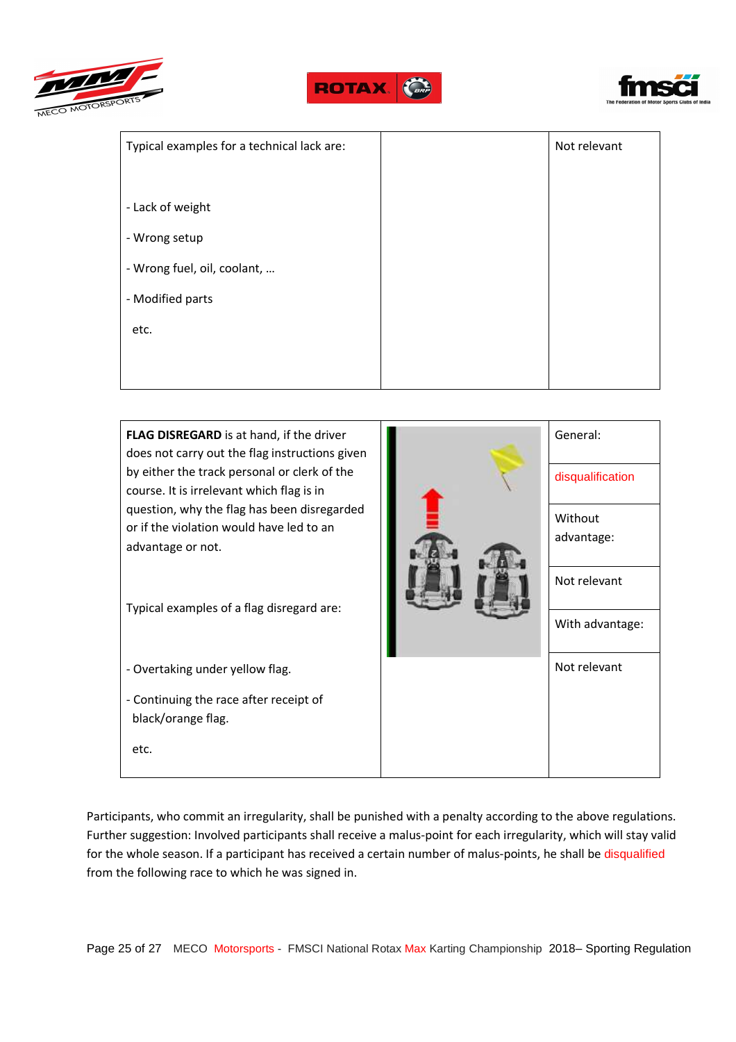| Typical examples for a technical lack are:<br><br>- Lack of weight<br>- Wrong setup<br>- Wrong fuel, oil, coolant, …<br>- Modified parts<br>etc. | | Not relevant |
|---|---|---|

| **FLAG DISREGARD** is at hand, if the driver does not carry out the flag instructions given by either the track personal or clerk of the course. It is irrelevant which flag is in question, why the flag has been disregarded or if the violation would have led to an advantage or not.<br><br>Typical examples of a flag disregard are:<br><br>- Overtaking under yellow flag.<br>- Continuing the race after receipt of black/orange flag.<br>etc. | | General:<br><br>disqualification<br><br>Without advantage:<br><br>Not relevant<br><br>With advantage:<br><br>Not relevant |
|---|---|---|

Participants, who commit an irregularity, shall be punished with a penalty according to the above regulations. Further suggestion: Involved participants shall receive a malus-point for each irregularity, which will stay valid for the whole season. If a participant has received a certain number of malus-points, he shall be disqualified from the following race to which he was signed in.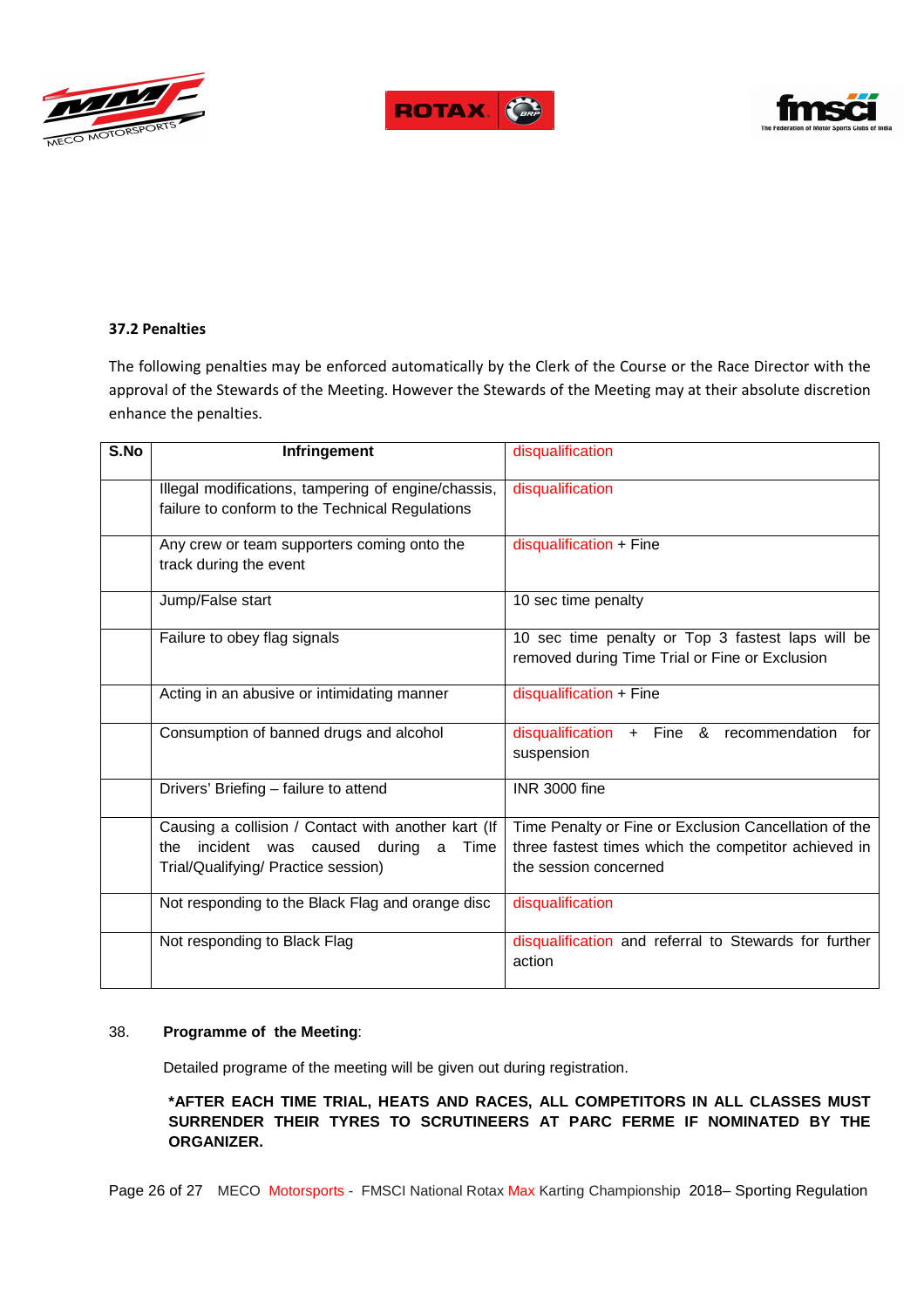### 37.2 Penalties

The following penalties may be enforced automatically by the Clerk of the Course or the Race Director with the approval of the Stewards of the Meeting. However the Stewards of the Meeting may at their absolute discretion enhance the penalties.

| S.No | Infringement | disqualification |
|---|---|---|
| | Illegal modifications, tampering of engine/chassis, failure to conform to the Technical Regulations | disqualification |
| | Any crew or team supporters coming onto the track during the event | disqualification + Fine |
| | Jump/False start | 10 sec time penalty |
| | Failure to obey flag signals | 10 sec time penalty or Top 3 fastest laps will be removed during Time Trial or Fine or Exclusion |
| | Acting in an abusive or intimidating manner | disqualification + Fine |
| | Consumption of banned drugs and alcohol | disqualification + Fine & recommendation for suspension |
| | Drivers' Briefing – failure to attend | INR 3000 fine |
| | Causing a collision / Contact with another kart (If the incident was caused during a Time Trial/Qualifying/ Practice session) | Time Penalty or Fine or Exclusion Cancellation of the three fastest times which the competitor achieved in the session concerned |
| | Not responding to the Black Flag and orange disc | disqualification |
| | Not responding to Black Flag | disqualification and referral to Stewards for further action |

38. **Programme of the Meeting**:

Detailed programe of the meeting will be given out during registration.

**\*AFTER EACH TIME TRIAL, HEATS AND RACES, ALL COMPETITORS IN ALL CLASSES MUST SURRENDER THEIR TYRES TO SCRUTINEERS AT PARC FERME IF NOMINATED BY THE ORGANIZER.**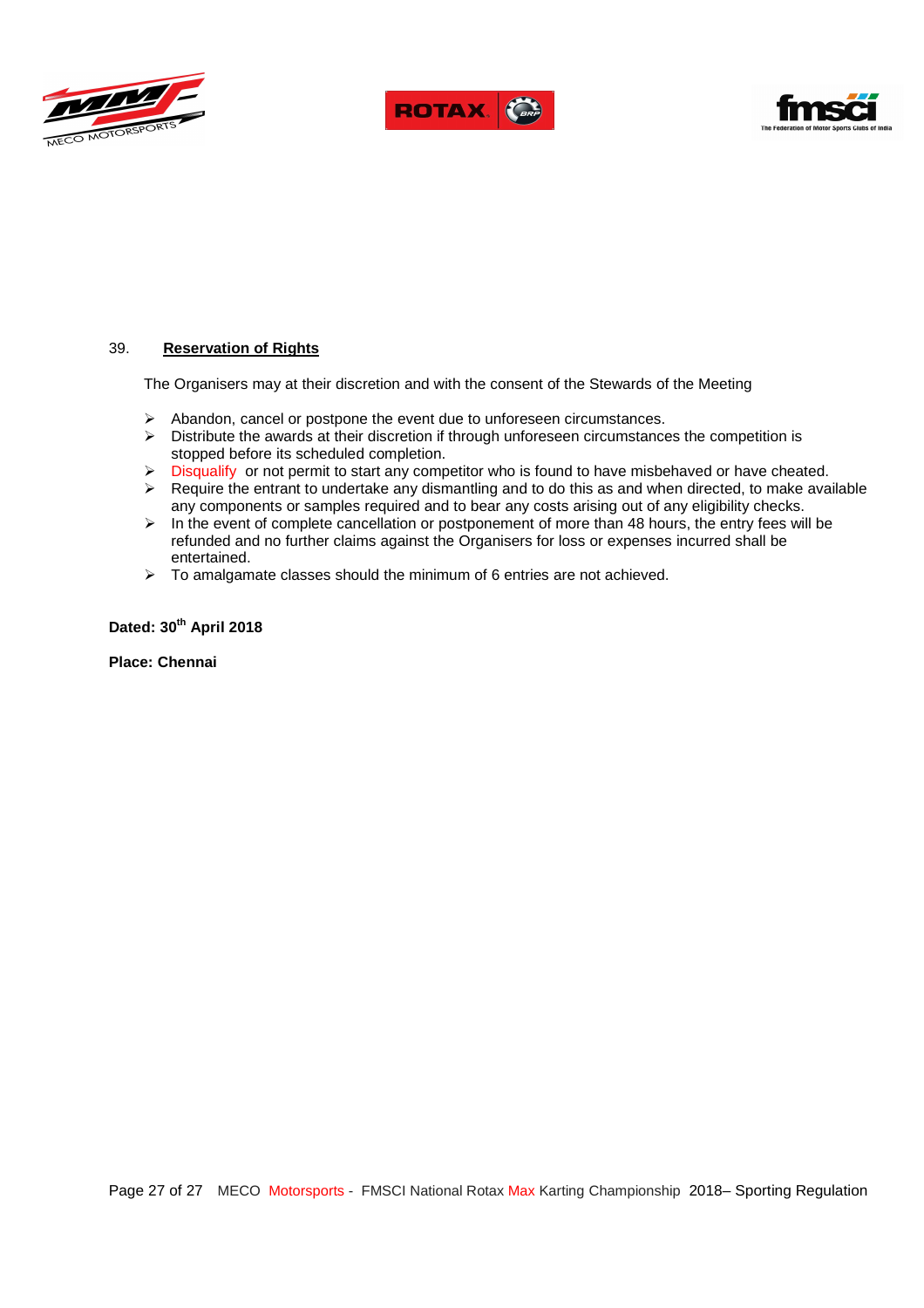## 39. Reservation of Rights

The Organisers may at their discretion and with the consent of the Stewards of the Meeting

- Abandon, cancel or postpone the event due to unforeseen circumstances.
- Distribute the awards at their discretion if through unforeseen circumstances the competition is stopped before its scheduled completion.
- Disqualify or not permit to start any competitor who is found to have misbehaved or have cheated.
- Require the entrant to undertake any dismantling and to do this as and when directed, to make available any components or samples required and to bear any costs arising out of any eligibility checks.
- In the event of complete cancellation or postponement of more than 48 hours, the entry fees will be refunded and no further claims against the Organisers for loss or expenses incurred shall be entertained.
- To amalgamate classes should the minimum of 6 entries are not achieved.

**Dated: 30th April 2018**

**Place: Chennai**